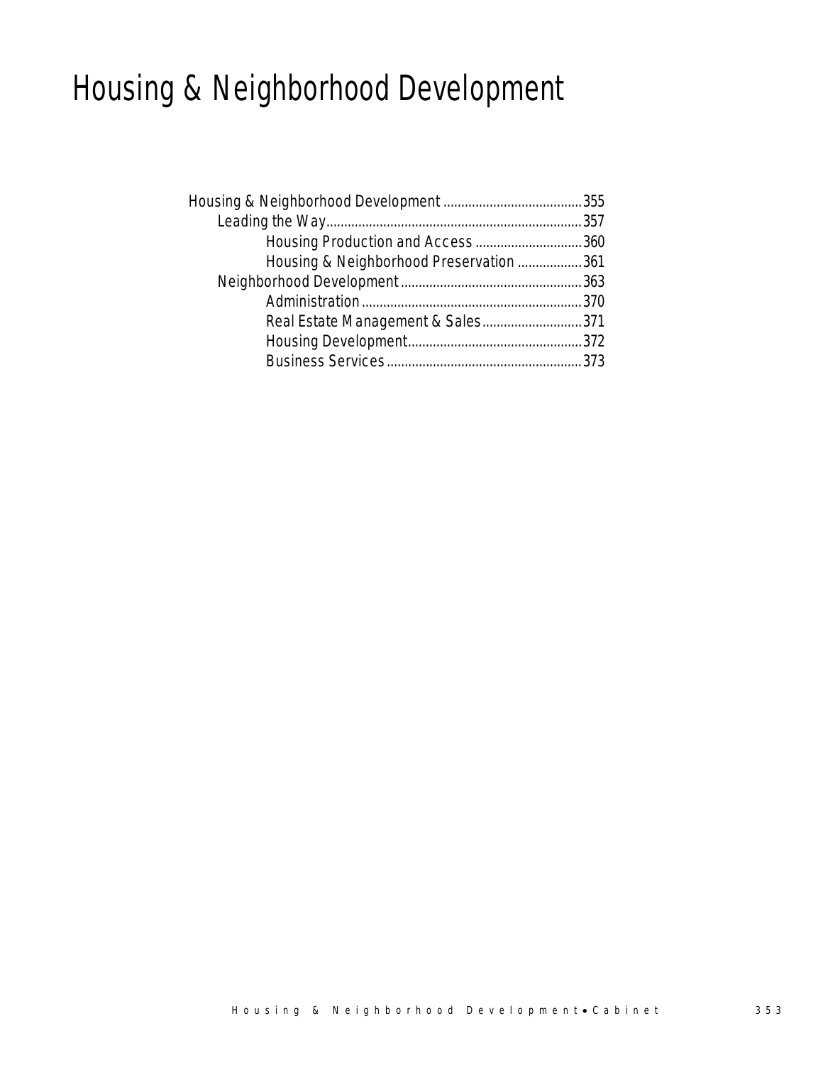# Housing & Neighborhood Development

- Housing & Neighborhood Development ....................................... 355
    - Leading the Way ....................................... 357
        - Housing Production and Access ....................................... 360
        - Housing & Neighborhood Preservation ....................................... 361
    - Neighborhood Development ....................................... 363
        - Administration ....................................... 370
        - Real Estate Management & Sales ....................................... 371
        - Housing Development ....................................... 372
        - Business Services ....................................... 373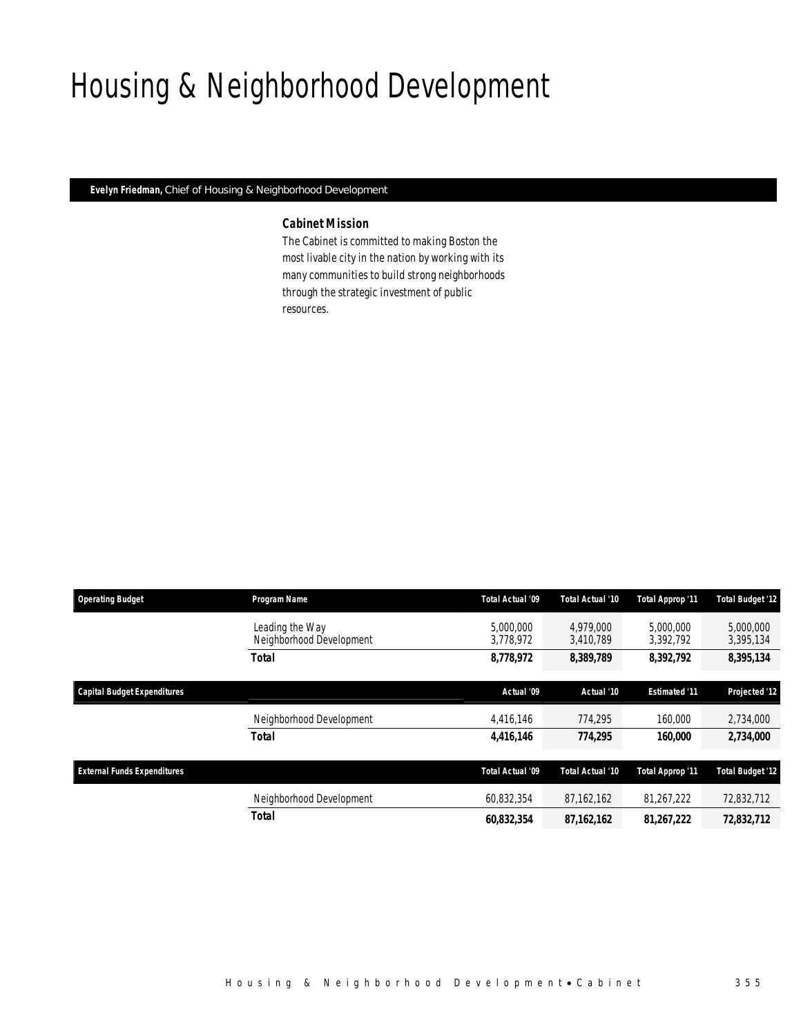# Housing & Neighborhood Development

**Evelyn Friedman,** Chief of Housing & Neighborhood Development

### *Cabinet Mission*

The Cabinet is committed to making Boston the most livable city in the nation by working with its many communities to build strong neighborhoods through the strategic investment of public resources.

| Operating Budget | Program Name | Total Actual '09 | Total Actual '10 | Total Approp '11 | Total Budget '12 |
|---|---|---|---|---|---|
| | Leading the Way | 5,000,000 | 4,979,000 | 5,000,000 | 5,000,000 |
| | Neighborhood Development | 3,778,972 | 3,410,789 | 3,392,792 | 3,395,134 |
| | **Total** | **8,778,972** | **8,389,789** | **8,392,792** | **8,395,134** |

| Capital Budget Expenditures | | Actual '09 | Actual '10 | Estimated '11 | Projected '12 |
|---|---|---|---|---|---|
| | Neighborhood Development | 4,416,146 | 774,295 | 160,000 | 2,734,000 |
| | **Total** | **4,416,146** | **774,295** | **160,000** | **2,734,000** |

| External Funds Expenditures | | Total Actual '09 | Total Actual '10 | Total Approp '11 | Total Budget '12 |
|---|---|---|---|---|---|
| | Neighborhood Development | 60,832,354 | 87,162,162 | 81,267,222 | 72,832,712 |
| | **Total** | **60,832,354** | **87,162,162** | **81,267,222** | **72,832,712** |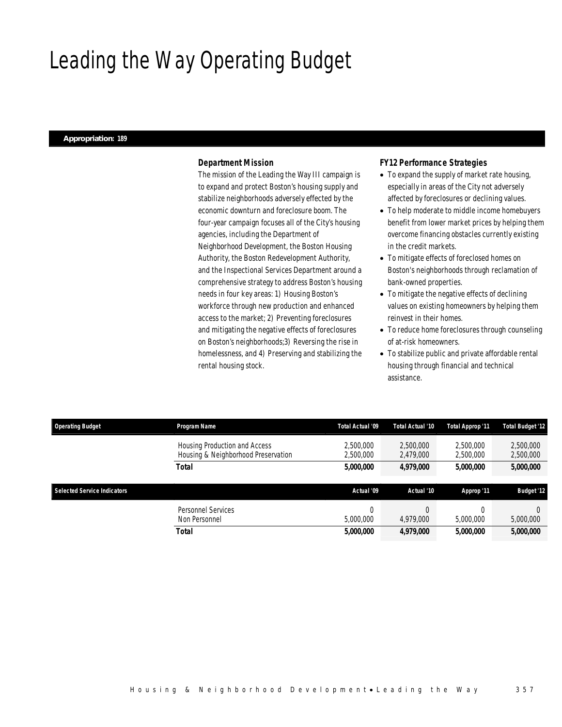# Leading the Way Operating Budget

**Appropriation: 189**

### Department Mission

The mission of the Leading the Way III campaign is to expand and protect Boston's housing supply and stabilize neighborhoods adversely effected by the economic downturn and foreclosure boom. The four-year campaign focuses all of the City's housing agencies, including the Department of Neighborhood Development, the Boston Housing Authority, the Boston Redevelopment Authority, and the Inspectional Services Department around a comprehensive strategy to address Boston's housing needs in four key areas: 1) Housing Boston's workforce through new production and enhanced access to the market; 2) Preventing foreclosures and mitigating the negative effects of foreclosures on Boston's neighborhoods;3) Reversing the rise in homelessness, and 4) Preserving and stabilizing the rental housing stock.

### FY12 Performance Strategies

- To expand the supply of market rate housing, especially in areas of the City not adversely affected by foreclosures or declining values.
- To help moderate to middle income homebuyers benefit from lower market prices by helping them overcome financing obstacles currently existing in the credit markets.
- To mitigate effects of foreclosed homes on Boston's neighborhoods through reclamation of bank-owned properties.
- To mitigate the negative effects of declining values on existing homeowners by helping them reinvest in their homes.
- To reduce home foreclosures through counseling of at-risk homeowners.
- To stabilize public and private affordable rental housing through financial and technical assistance.

| Operating Budget | Program Name | Total Actual '09 | Total Actual '10 | Total Approp '11 | Total Budget '12 |
|---|---|---|---|---|---|
| | Housing Production and Access | 2,500,000 | 2,500,000 | 2,500,000 | 2,500,000 |
| | Housing & Neighborhood Preservation | 2,500,000 | 2,479,000 | 2,500,000 | 2,500,000 |
| | **Total** | **5,000,000** | **4,979,000** | **5,000,000** | **5,000,000** |

| Selected Service Indicators | | Actual '09 | Actual '10 | Approp '11 | Budget '12 |
|---|---|---|---|---|---|
| | Personnel Services | 0 | 0 | 0 | 0 |
| | Non Personnel | 5,000,000 | 4,979,000 | 5,000,000 | 5,000,000 |
| | **Total** | **5,000,000** | **4,979,000** | **5,000,000** | **5,000,000** |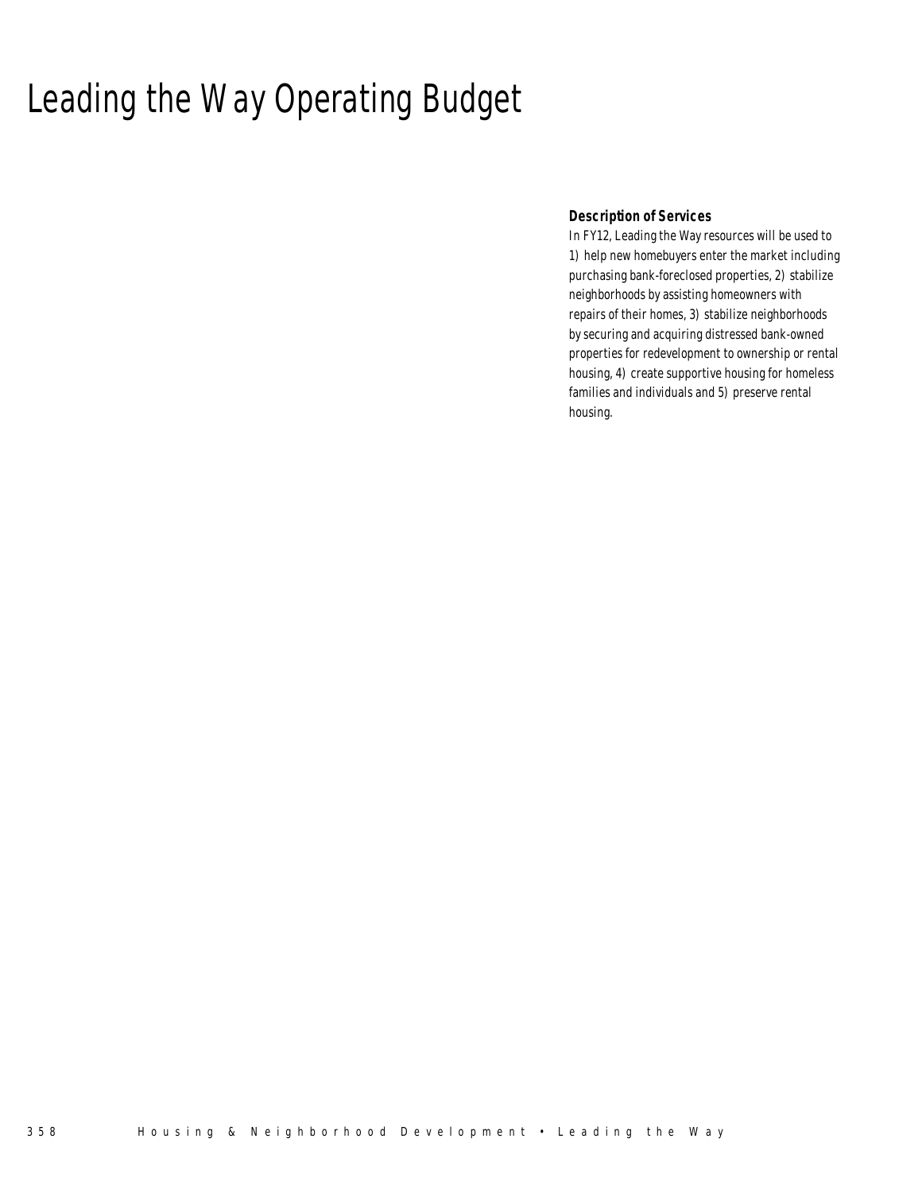# Leading the Way Operating Budget

**Description of Services**

In FY12, Leading the Way resources will be used to 1) help new homebuyers enter the market including purchasing bank-foreclosed properties, 2) stabilize neighborhoods by assisting homeowners with repairs of their homes, 3) stabilize neighborhoods by securing and acquiring distressed bank-owned properties for redevelopment to ownership or rental housing, 4) create supportive housing for homeless families and individuals and 5) preserve rental housing.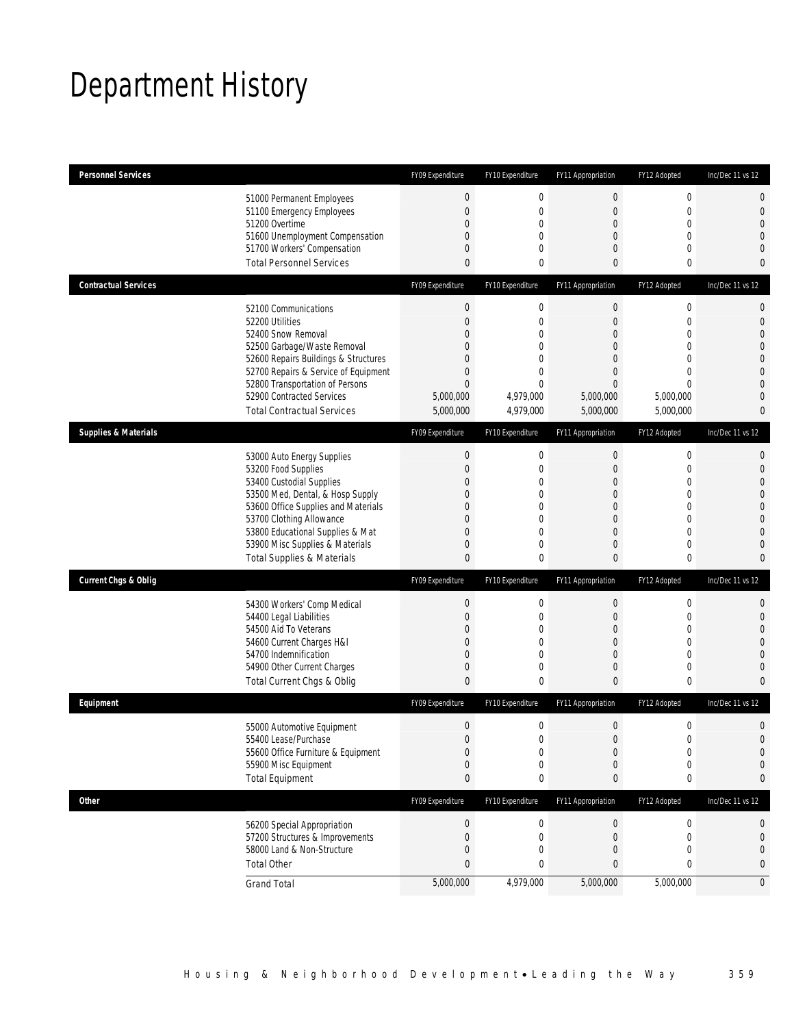# Department History

| Personnel Services | FY09 Expenditure | FY10 Expenditure | FY11 Appropriation | FY12 Adopted | Inc/Dec 11 vs 12 |
|---|---|---|---|---|---|
| 51000 Permanent Employees | 0 | 0 | 0 | 0 | 0 |
| 51100 Emergency Employees | 0 | 0 | 0 | 0 | 0 |
| 51200 Overtime | 0 | 0 | 0 | 0 | 0 |
| 51600 Unemployment Compensation | 0 | 0 | 0 | 0 | 0 |
| 51700 Workers' Compensation | 0 | 0 | 0 | 0 | 0 |
| Total Personnel Services | 0 | 0 | 0 | 0 | 0 |

| Contractual Services | FY09 Expenditure | FY10 Expenditure | FY11 Appropriation | FY12 Adopted | Inc/Dec 11 vs 12 |
|---|---|---|---|---|---|
| 52100 Communications | 0 | 0 | 0 | 0 | 0 |
| 52200 Utilities | 0 | 0 | 0 | 0 | 0 |
| 52400 Snow Removal | 0 | 0 | 0 | 0 | 0 |
| 52500 Garbage/Waste Removal | 0 | 0 | 0 | 0 | 0 |
| 52600 Repairs Buildings & Structures | 0 | 0 | 0 | 0 | 0 |
| 52700 Repairs & Service of Equipment | 0 | 0 | 0 | 0 | 0 |
| 52800 Transportation of Persons | 0 | 0 | 0 | 0 | 0 |
| 52900 Contracted Services | 5,000,000 | 4,979,000 | 5,000,000 | 5,000,000 | 0 |
| Total Contractual Services | 5,000,000 | 4,979,000 | 5,000,000 | 5,000,000 | 0 |

| Supplies & Materials | FY09 Expenditure | FY10 Expenditure | FY11 Appropriation | FY12 Adopted | Inc/Dec 11 vs 12 |
|---|---|---|---|---|---|
| 53000 Auto Energy Supplies | 0 | 0 | 0 | 0 | 0 |
| 53200 Food Supplies | 0 | 0 | 0 | 0 | 0 |
| 53400 Custodial Supplies | 0 | 0 | 0 | 0 | 0 |
| 53500 Med, Dental, & Hosp Supply | 0 | 0 | 0 | 0 | 0 |
| 53600 Office Supplies and Materials | 0 | 0 | 0 | 0 | 0 |
| 53700 Clothing Allowance | 0 | 0 | 0 | 0 | 0 |
| 53800 Educational Supplies & Mat | 0 | 0 | 0 | 0 | 0 |
| 53900 Misc Supplies & Materials | 0 | 0 | 0 | 0 | 0 |
| Total Supplies & Materials | 0 | 0 | 0 | 0 | 0 |

| Current Chgs & Oblig | FY09 Expenditure | FY10 Expenditure | FY11 Appropriation | FY12 Adopted | Inc/Dec 11 vs 12 |
|---|---|---|---|---|---|
| 54300 Workers' Comp Medical | 0 | 0 | 0 | 0 | 0 |
| 54400 Legal Liabilities | 0 | 0 | 0 | 0 | 0 |
| 54500 Aid To Veterans | 0 | 0 | 0 | 0 | 0 |
| 54600 Current Charges H&I | 0 | 0 | 0 | 0 | 0 |
| 54700 Indemnification | 0 | 0 | 0 | 0 | 0 |
| 54900 Other Current Charges | 0 | 0 | 0 | 0 | 0 |
| Total Current Chgs & Oblig | 0 | 0 | 0 | 0 | 0 |

| Equipment | FY09 Expenditure | FY10 Expenditure | FY11 Appropriation | FY12 Adopted | Inc/Dec 11 vs 12 |
|---|---|---|---|---|---|
| 55000 Automotive Equipment | 0 | 0 | 0 | 0 | 0 |
| 55400 Lease/Purchase | 0 | 0 | 0 | 0 | 0 |
| 55600 Office Furniture & Equipment | 0 | 0 | 0 | 0 | 0 |
| 55900 Misc Equipment | 0 | 0 | 0 | 0 | 0 |
| Total Equipment | 0 | 0 | 0 | 0 | 0 |

| Other | FY09 Expenditure | FY10 Expenditure | FY11 Appropriation | FY12 Adopted | Inc/Dec 11 vs 12 |
|---|---|---|---|---|---|
| 56200 Special Appropriation | 0 | 0 | 0 | 0 | 0 |
| 57200 Structures & Improvements | 0 | 0 | 0 | 0 | 0 |
| 58000 Land & Non-Structure | 0 | 0 | 0 | 0 | 0 |
| Total Other | 0 | 0 | 0 | 0 | 0 |
| Grand Total | 5,000,000 | 4,979,000 | 5,000,000 | 5,000,000 | 0 |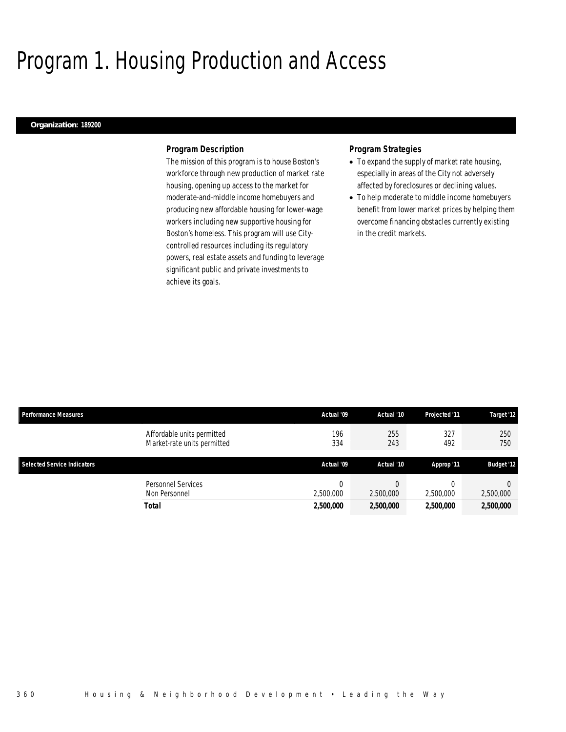# Program 1. Housing Production and Access

**Organization: 189200**

***Program Description***

The mission of this program is to house Boston's workforce through new production of market rate housing, opening up access to the market for moderate-and-middle income homebuyers and producing new affordable housing for lower-wage workers including new supportive housing for Boston's homeless. This program will use City-controlled resources including its regulatory powers, real estate assets and funding to leverage significant public and private investments to achieve its goals.

***Program Strategies***

- To expand the supply of market rate housing, especially in areas of the City not adversely affected by foreclosures or declining values.
- To help moderate to middle income homebuyers benefit from lower market prices by helping them overcome financing obstacles currently existing in the credit markets.

| Performance Measures | | Actual '09 | Actual '10 | Projected '11 | Target '12 |
|---|---|---|---|---|---|
| | Affordable units permitted | 196 | 255 | 327 | 250 |
| | Market-rate units permitted | 334 | 243 | 492 | 750 |

| Selected Service Indicators | | Actual '09 | Actual '10 | Approp '11 | Budget '12 |
|---|---|---|---|---|---|
| | Personnel Services | 0 | 0 | 0 | 0 |
| | Non Personnel | 2,500,000 | 2,500,000 | 2,500,000 | 2,500,000 |
| | **Total** | **2,500,000** | **2,500,000** | **2,500,000** | **2,500,000** |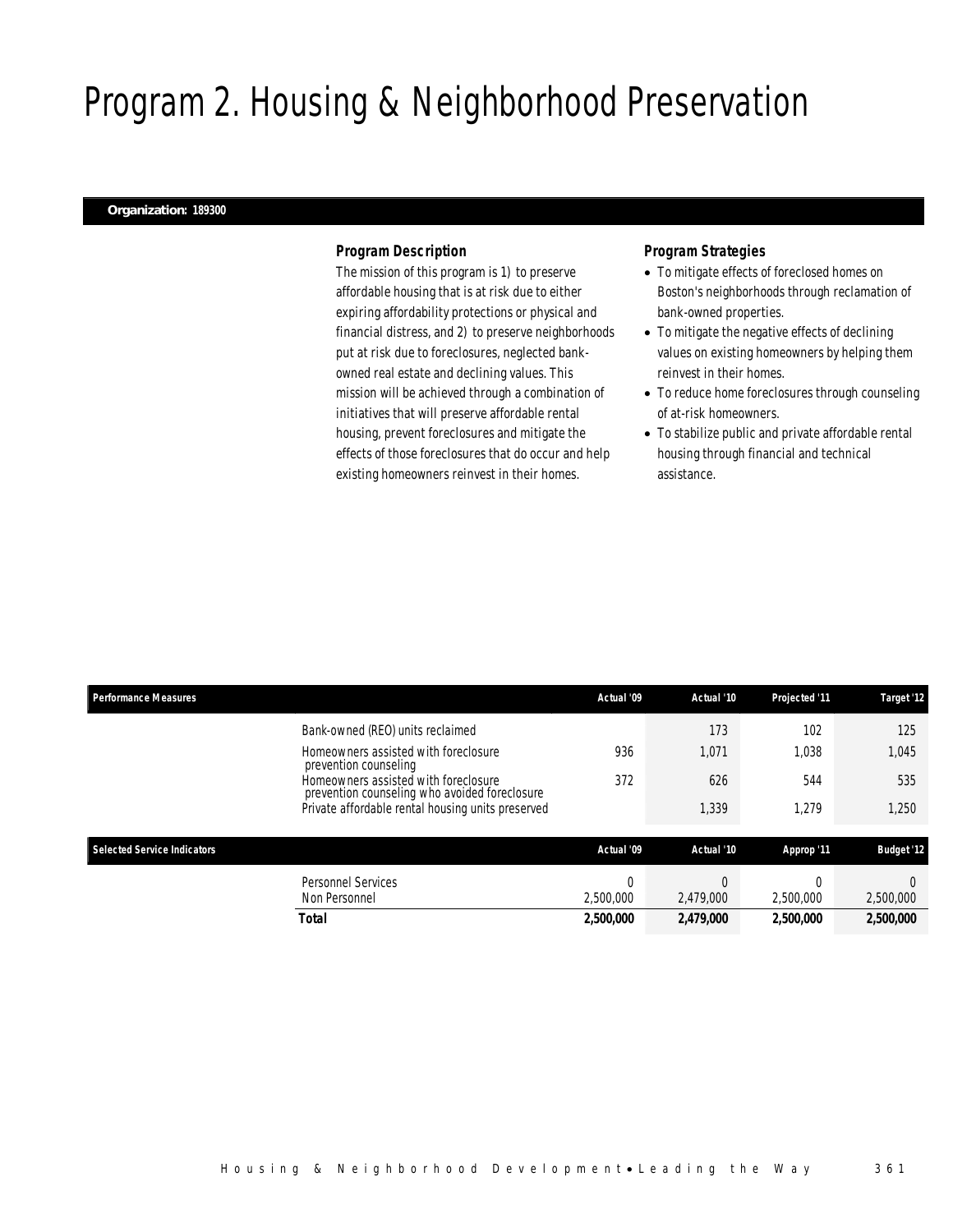# Program 2. Housing & Neighborhood Preservation

**Organization: 189300**

### Program Description

The mission of this program is 1) to preserve affordable housing that is at risk due to either expiring affordability protections or physical and financial distress, and 2) to preserve neighborhoods put at risk due to foreclosures, neglected bank-owned real estate and declining values. This mission will be achieved through a combination of initiatives that will preserve affordable rental housing, prevent foreclosures and mitigate the effects of those foreclosures that do occur and help existing homeowners reinvest in their homes.

### Program Strategies

- To mitigate effects of foreclosed homes on Boston's neighborhoods through reclamation of bank-owned properties.
- To mitigate the negative effects of declining values on existing homeowners by helping them reinvest in their homes.
- To reduce home foreclosures through counseling of at-risk homeowners.
- To stabilize public and private affordable rental housing through financial and technical assistance.

| Performance Measures | Actual '09 | Actual '10 | Projected '11 | Target '12 |
|---|---|---|---|---|
| Bank-owned (REO) units reclaimed | | 173 | 102 | 125 |
| Homeowners assisted with foreclosure prevention counseling | 936 | 1,071 | 1,038 | 1,045 |
| Homeowners assisted with foreclosure prevention counseling who avoided foreclosure | 372 | 626 | 544 | 535 |
| Private affordable rental housing units preserved | | 1,339 | 1,279 | 1,250 |

| Selected Service Indicators | Actual '09 | Actual '10 | Approp '11 | Budget '12 |
|---|---|---|---|---|
| Personnel Services | 0 | 0 | 0 | 0 |
| Non Personnel | 2,500,000 | 2,479,000 | 2,500,000 | 2,500,000 |
| **Total** | **2,500,000** | **2,479,000** | **2,500,000** | **2,500,000** |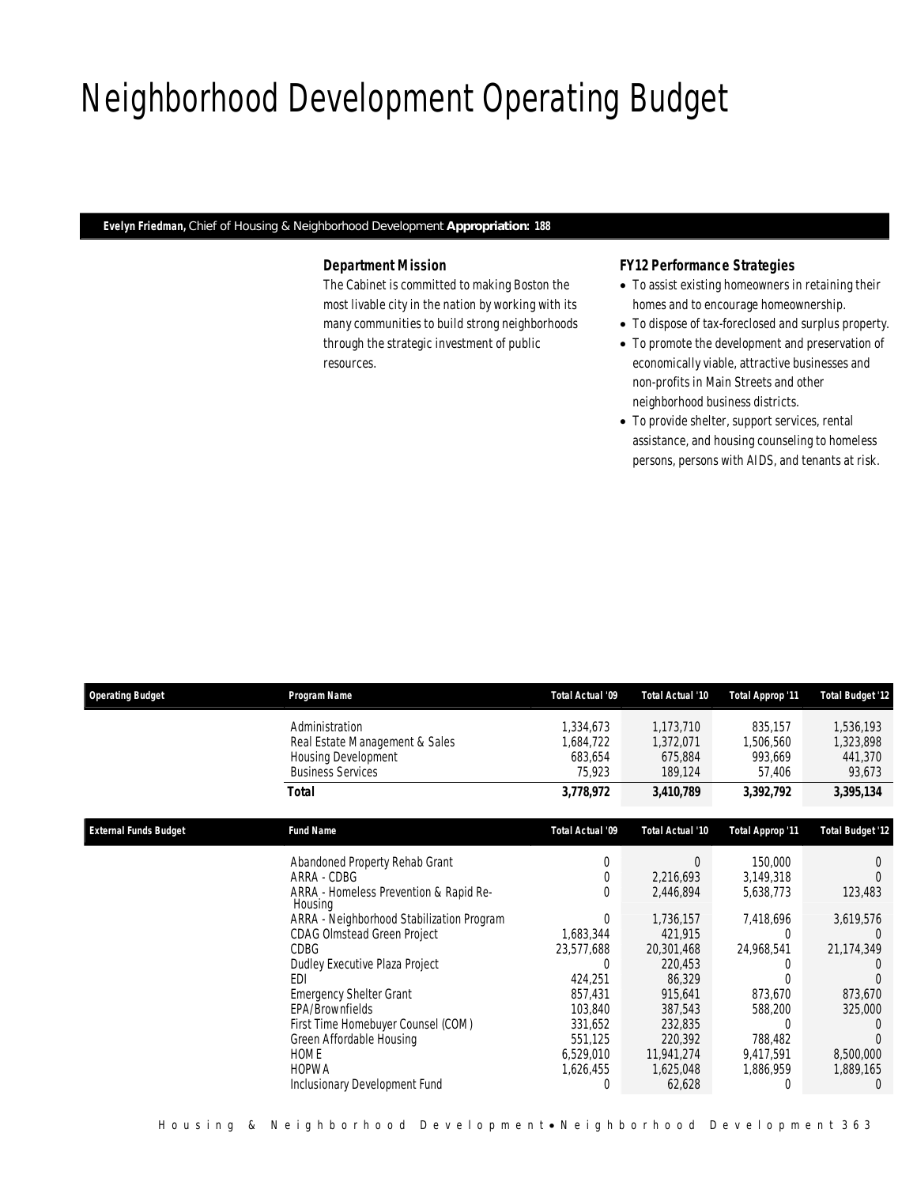# Neighborhood Development Operating Budget

**Evelyn Friedman,** Chief of Housing & Neighborhood Development **Appropriation: 188**

### *Department Mission*

*The Cabinet is committed to making Boston the most livable city in the nation by working with its many communities to build strong neighborhoods through the strategic investment of public resources.*

### *FY12 Performance Strategies*

- *To assist existing homeowners in retaining their homes and to encourage homeownership.*
- *To dispose of tax-foreclosed and surplus property.*
- *To promote the development and preservation of economically viable, attractive businesses and non-profits in Main Streets and other neighborhood business districts.*
- *To provide shelter, support services, rental assistance, and housing counseling to homeless persons, persons with AIDS, and tenants at risk.*

| Operating Budget | Program Name | Total Actual '09 | Total Actual '10 | Total Approp '11 | Total Budget '12 |
|---|---|---|---|---|---|
| | Administration | 1,334,673 | 1,173,710 | 835,157 | 1,536,193 |
| | Real Estate Management & Sales | 1,684,722 | 1,372,071 | 1,506,560 | 1,323,898 |
| | Housing Development | 683,654 | 675,884 | 993,669 | 441,370 |
| | Business Services | 75,923 | 189,124 | 57,406 | 93,673 |
| | **Total** | **3,778,972** | **3,410,789** | **3,392,792** | **3,395,134** |

| External Funds Budget | Fund Name | Total Actual '09 | Total Actual '10 | Total Approp '11 | Total Budget '12 |
|---|---|---|---|---|---|
| | Abandoned Property Rehab Grant | 0 | 0 | 150,000 | 0 |
| | ARRA - CDBG | 0 | 2,216,693 | 3,149,318 | 0 |
| | ARRA - Homeless Prevention & Rapid Re-Housing | 0 | 2,446,894 | 5,638,773 | 123,483 |
| | ARRA - Neighborhood Stabilization Program | 0 | 1,736,157 | 7,418,696 | 3,619,576 |
| | CDAG Olmstead Green Project | 1,683,344 | 421,915 | 0 | 0 |
| | CDBG | 23,577,688 | 20,301,468 | 24,968,541 | 21,174,349 |
| | Dudley Executive Plaza Project | 0 | 220,453 | 0 | 0 |
| | EDI | 424,251 | 86,329 | 0 | 0 |
| | Emergency Shelter Grant | 857,431 | 915,641 | 873,670 | 873,670 |
| | EPA/Brownfields | 103,840 | 387,543 | 588,200 | 325,000 |
| | First Time Homebuyer Counsel (COM) | 331,652 | 232,835 | 0 | 0 |
| | Green Affordable Housing | 551,125 | 220,392 | 788,482 | 0 |
| | HOME | 6,529,010 | 11,941,274 | 9,417,591 | 8,500,000 |
| | HOPWA | 1,626,455 | 1,625,048 | 1,886,959 | 1,889,165 |
| | Inclusionary Development Fund | 0 | 62,628 | 0 | 0 |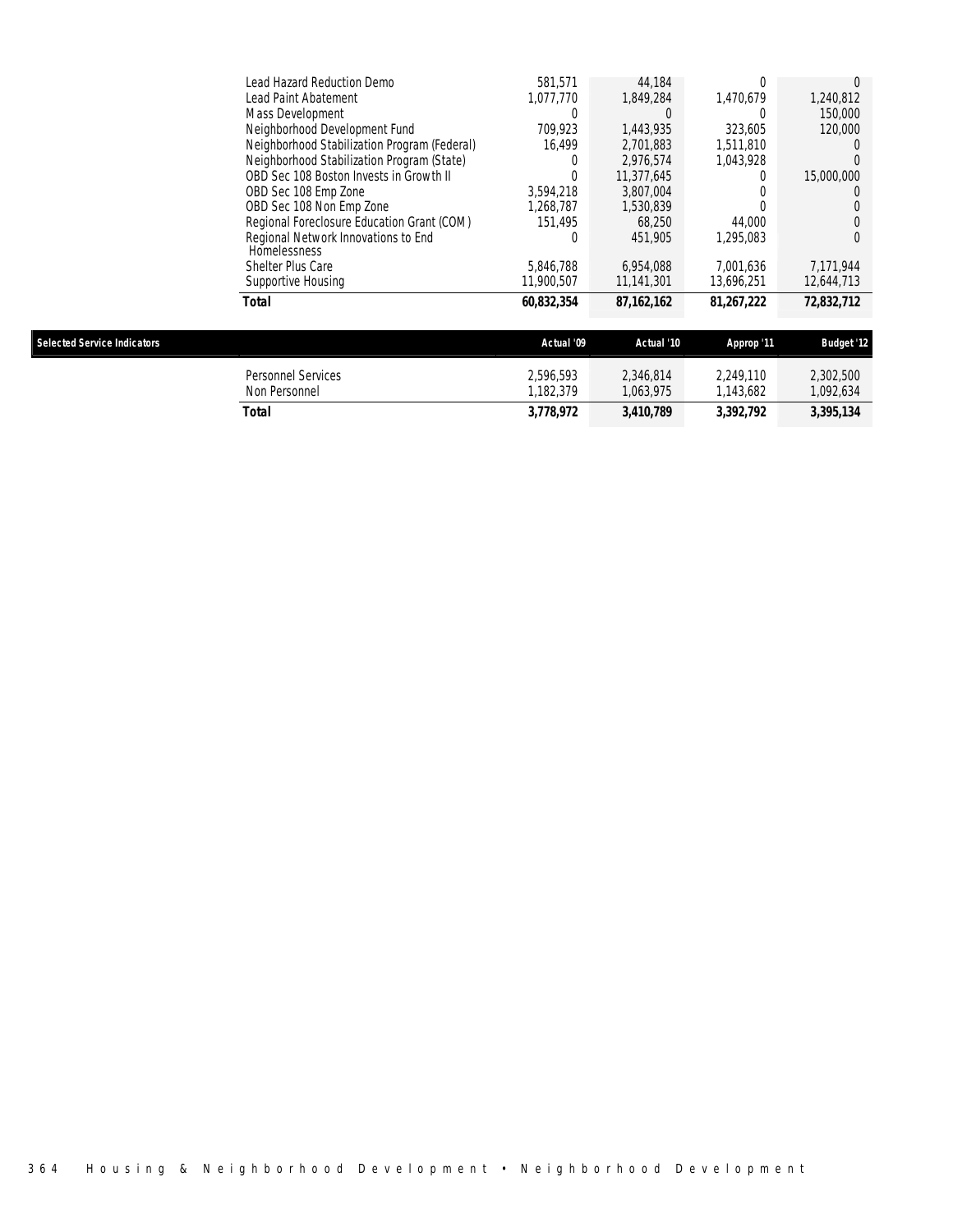| | | | | |
|---|---|---|---|---|
| Lead Hazard Reduction Demo | 581,571 | 44,184 | 0 | 0 |
| Lead Paint Abatement | 1,077,770 | 1,849,284 | 1,470,679 | 1,240,812 |
| Mass Development | 0 | 0 | 0 | 150,000 |
| Neighborhood Development Fund | 709,923 | 1,443,935 | 323,605 | 120,000 |
| Neighborhood Stabilization Program (Federal) | 16,499 | 2,701,883 | 1,511,810 | 0 |
| Neighborhood Stabilization Program (State) | 0 | 2,976,574 | 1,043,928 | 0 |
| OBD Sec 108 Boston Invests in Growth II | 0 | 11,377,645 | 0 | 15,000,000 |
| OBD Sec 108 Emp Zone | 3,594,218 | 3,807,004 | 0 | 0 |
| OBD Sec 108 Non Emp Zone | 1,268,787 | 1,530,839 | 0 | 0 |
| Regional Foreclosure Education Grant (COM) | 151,495 | 68,250 | 44,000 | 0 |
| Regional Network Innovations to End Homelessness | 0 | 451,905 | 1,295,083 | 0 |
| Shelter Plus Care | 5,846,788 | 6,954,088 | 7,001,636 | 7,171,944 |
| Supportive Housing | 11,900,507 | 11,141,301 | 13,696,251 | 12,644,713 |
| **Total** | **60,832,354** | **87,162,162** | **81,267,222** | **72,832,712** |

| Selected Service Indicators | Actual '09 | Actual '10 | Approp '11 | Budget '12 |
|---|---|---|---|---|
| Personnel Services | 2,596,593 | 2,346,814 | 2,249,110 | 2,302,500 |
| Non Personnel | 1,182,379 | 1,063,975 | 1,143,682 | 1,092,634 |
| **Total** | **3,778,972** | **3,410,789** | **3,392,792** | **3,395,134** |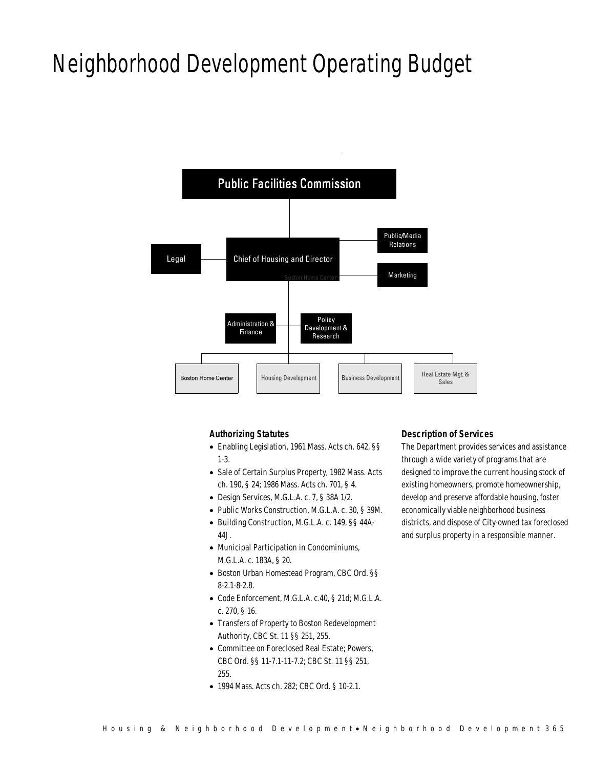# Neighborhood Development Operating Budget

Public Facilities Commission

Legal

Chief of Housing and Director

Public/Media Relations

Marketing

Administration & Finance

Policy Development & Research

Boston Home Center

Housing Development

Business Development

Real Estate Mgt. & Sales

### Authorizing Statutes

- Enabling Legislation, 1961 Mass. Acts ch. 642, §§ 1-3.
- Sale of Certain Surplus Property, 1982 Mass. Acts ch. 190, § 24; 1986 Mass. Acts ch. 701, § 4.
- Design Services, M.G.L.A. c. 7, § 38A 1/2.
- Public Works Construction, M.G.L.A. c. 30, § 39M.
- Building Construction, M.G.L.A. c. 149, §§ 44A-44J.
- Municipal Participation in Condominiums, M.G.L.A. c. 183A, § 20.
- Boston Urban Homestead Program, CBC Ord. §§ 8-2.1-8-2.8.
- Code Enforcement, M.G.L.A. c.40, § 21d; M.G.L.A. c. 270, § 16.
- Transfers of Property to Boston Redevelopment Authority, CBC St. 11 §§ 251, 255.
- Committee on Foreclosed Real Estate; Powers, CBC Ord. §§ 11-7.1-11-7.2; CBC St. 11 §§ 251, 255.
- 1994 Mass. Acts ch. 282; CBC Ord. § 10-2.1.

### Description of Services

The Department provides services and assistance through a wide variety of programs that are designed to improve the current housing stock of existing homeowners, promote homeownership, develop and preserve affordable housing, foster economically viable neighborhood business districts, and dispose of City-owned tax foreclosed and surplus property in a responsible manner.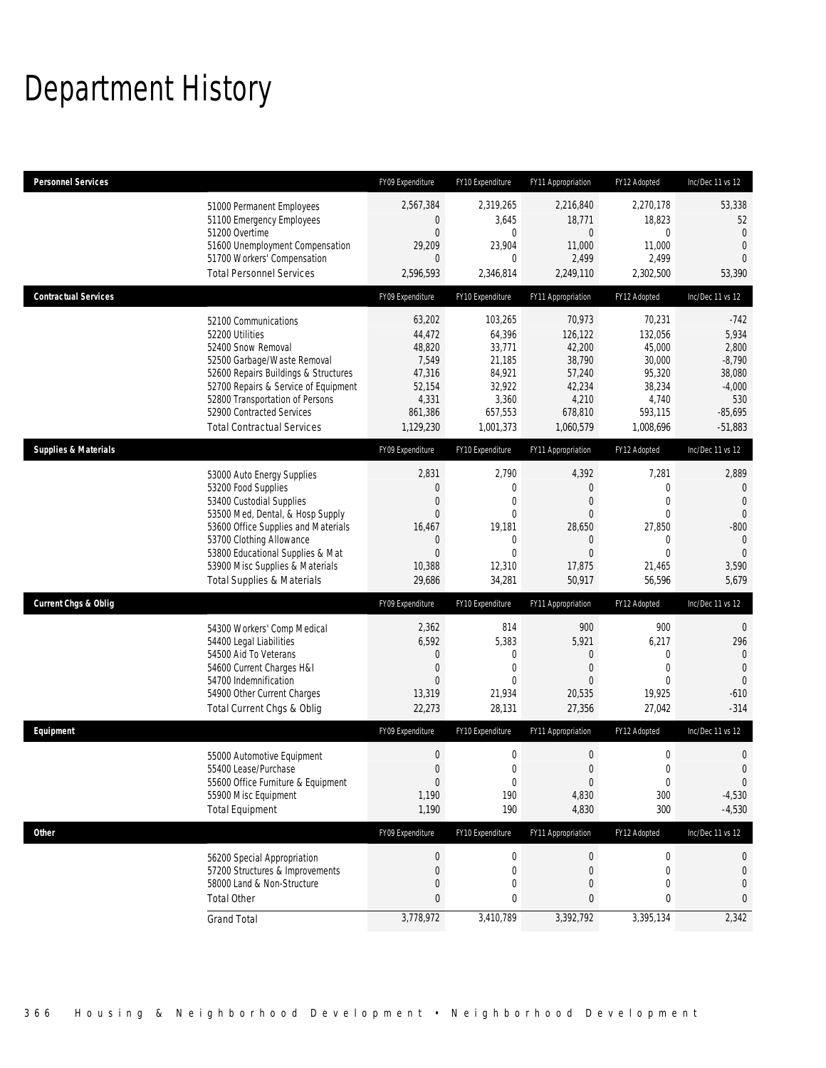# Department History

| Personnel Services | FY09 Expenditure | FY10 Expenditure | FY11 Appropriation | FY12 Adopted | Inc/Dec 11 vs 12 |
|---|---|---|---|---|---|
| 51000 Permanent Employees | 2,567,384 | 2,319,265 | 2,216,840 | 2,270,178 | 53,338 |
| 51100 Emergency Employees | 0 | 3,645 | 18,771 | 18,823 | 52 |
| 51200 Overtime | 0 | 0 | 0 | 0 | 0 |
| 51600 Unemployment Compensation | 29,209 | 23,904 | 11,000 | 11,000 | 0 |
| 51700 Workers' Compensation | 0 | 0 | 2,499 | 2,499 | 0 |
| Total Personnel Services | 2,596,593 | 2,346,814 | 2,249,110 | 2,302,500 | 53,390 |
| **Contractual Services** | FY09 Expenditure | FY10 Expenditure | FY11 Appropriation | FY12 Adopted | Inc/Dec 11 vs 12 |
| 52100 Communications | 63,202 | 103,265 | 70,973 | 70,231 | -742 |
| 52200 Utilities | 44,472 | 64,396 | 126,122 | 132,056 | 5,934 |
| 52400 Snow Removal | 48,820 | 33,771 | 42,200 | 45,000 | 2,800 |
| 52500 Garbage/Waste Removal | 7,549 | 21,185 | 38,790 | 30,000 | -8,790 |
| 52600 Repairs Buildings & Structures | 47,316 | 84,921 | 57,240 | 95,320 | 38,080 |
| 52700 Repairs & Service of Equipment | 52,154 | 32,922 | 42,234 | 38,234 | -4,000 |
| 52800 Transportation of Persons | 4,331 | 3,360 | 4,210 | 4,740 | 530 |
| 52900 Contracted Services | 861,386 | 657,553 | 678,810 | 593,115 | -85,695 |
| Total Contractual Services | 1,129,230 | 1,001,373 | 1,060,579 | 1,008,696 | -51,883 |
| **Supplies & Materials** | FY09 Expenditure | FY10 Expenditure | FY11 Appropriation | FY12 Adopted | Inc/Dec 11 vs 12 |
| 53000 Auto Energy Supplies | 2,831 | 2,790 | 4,392 | 7,281 | 2,889 |
| 53200 Food Supplies | 0 | 0 | 0 | 0 | 0 |
| 53400 Custodial Supplies | 0 | 0 | 0 | 0 | 0 |
| 53500 Med, Dental, & Hosp Supply | 0 | 0 | 0 | 0 | 0 |
| 53600 Office Supplies and Materials | 16,467 | 19,181 | 28,650 | 27,850 | -800 |
| 53700 Clothing Allowance | 0 | 0 | 0 | 0 | 0 |
| 53800 Educational Supplies & Mat | 0 | 0 | 0 | 0 | 0 |
| 53900 Misc Supplies & Materials | 10,388 | 12,310 | 17,875 | 21,465 | 3,590 |
| Total Supplies & Materials | 29,686 | 34,281 | 50,917 | 56,596 | 5,679 |
| **Current Chgs & Oblig** | FY09 Expenditure | FY10 Expenditure | FY11 Appropriation | FY12 Adopted | Inc/Dec 11 vs 12 |
| 54300 Workers' Comp Medical | 2,362 | 814 | 900 | 900 | 0 |
| 54400 Legal Liabilities | 6,592 | 5,383 | 5,921 | 6,217 | 296 |
| 54500 Aid To Veterans | 0 | 0 | 0 | 0 | 0 |
| 54600 Current Charges H&I | 0 | 0 | 0 | 0 | 0 |
| 54700 Indemnification | 0 | 0 | 0 | 0 | 0 |
| 54900 Other Current Charges | 13,319 | 21,934 | 20,535 | 19,925 | -610 |
| Total Current Chgs & Oblig | 22,273 | 28,131 | 27,356 | 27,042 | -314 |
| **Equipment** | FY09 Expenditure | FY10 Expenditure | FY11 Appropriation | FY12 Adopted | Inc/Dec 11 vs 12 |
| 55000 Automotive Equipment | 0 | 0 | 0 | 0 | 0 |
| 55400 Lease/Purchase | 0 | 0 | 0 | 0 | 0 |
| 55600 Office Furniture & Equipment | 0 | 0 | 0 | 0 | 0 |
| 55900 Misc Equipment | 1,190 | 190 | 4,830 | 300 | -4,530 |
| Total Equipment | 1,190 | 190 | 4,830 | 300 | -4,530 |
| **Other** | FY09 Expenditure | FY10 Expenditure | FY11 Appropriation | FY12 Adopted | Inc/Dec 11 vs 12 |
| 56200 Special Appropriation | 0 | 0 | 0 | 0 | 0 |
| 57200 Structures & Improvements | 0 | 0 | 0 | 0 | 0 |
| 58000 Land & Non-Structure | 0 | 0 | 0 | 0 | 0 |
| Total Other | 0 | 0 | 0 | 0 | 0 |
| Grand Total | 3,778,972 | 3,410,789 | 3,392,792 | 3,395,134 | 2,342 |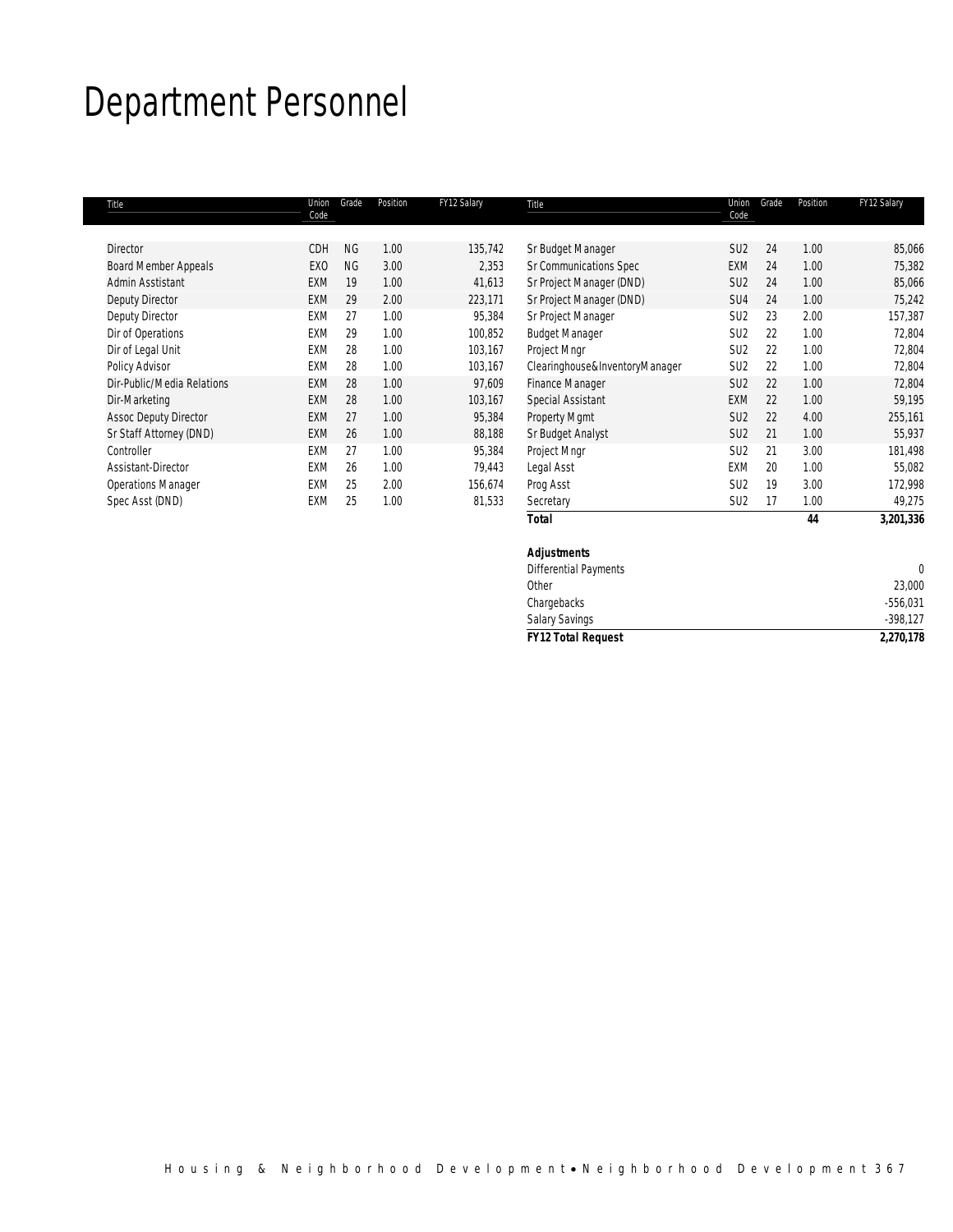# Department Personnel

| Title | Union Code | Grade | Position | FY12 Salary |
|---|---|---|---|---|
| Director | CDH | NG | 1.00 | 135,742 |
| Board Member Appeals | EXO | NG | 3.00 | 2,353 |
| Admin Asstistant | EXM | 19 | 1.00 | 41,613 |
| Deputy Director | EXM | 29 | 2.00 | 223,171 |
| Deputy Director | EXM | 27 | 1.00 | 95,384 |
| Dir of Operations | EXM | 29 | 1.00 | 100,852 |
| Dir of Legal Unit | EXM | 28 | 1.00 | 103,167 |
| Policy Advisor | EXM | 28 | 1.00 | 103,167 |
| Dir-Public/Media Relations | EXM | 28 | 1.00 | 97,609 |
| Dir-Marketing | EXM | 28 | 1.00 | 103,167 |
| Assoc Deputy Director | EXM | 27 | 1.00 | 95,384 |
| Sr Staff Attorney (DND) | EXM | 26 | 1.00 | 88,188 |
| Controller | EXM | 27 | 1.00 | 95,384 |
| Assistant-Director | EXM | 26 | 1.00 | 79,443 |
| Operations Manager | EXM | 25 | 2.00 | 156,674 |
| Spec Asst (DND) | EXM | 25 | 1.00 | 81,533 |
| Sr Budget Manager | SU2 | 24 | 1.00 | 85,066 |
| Sr Communications Spec | EXM | 24 | 1.00 | 75,382 |
| Sr Project Manager (DND) | SU2 | 24 | 1.00 | 85,066 |
| Sr Project Manager (DND) | SU4 | 24 | 1.00 | 75,242 |
| Sr Project Manager | SU2 | 23 | 2.00 | 157,387 |
| Budget Manager | SU2 | 22 | 1.00 | 72,804 |
| Project Mngr | SU2 | 22 | 1.00 | 72,804 |
| Clearinghouse&InventoryManager | SU2 | 22 | 1.00 | 72,804 |
| Finance Manager | SU2 | 22 | 1.00 | 72,804 |
| Special Assistant | EXM | 22 | 1.00 | 59,195 |
| Property Mgmt | SU2 | 22 | 4.00 | 255,161 |
| Sr Budget Analyst | SU2 | 21 | 1.00 | 55,937 |
| Project Mngr | SU2 | 21 | 3.00 | 181,498 |
| Legal Asst | EXM | 20 | 1.00 | 55,082 |
| Prog Asst | SU2 | 19 | 3.00 | 172,998 |
| Secretary | SU2 | 17 | 1.00 | 49,275 |
| **Total** | | | **44** | **3,201,336** |

| **Adjustments** | |
|---|---|
| Differential Payments | 0 |
| Other | 23,000 |
| Chargebacks | -556,031 |
| Salary Savings | -398,127 |
| ***FY12 Total Request*** | **2,270,178** |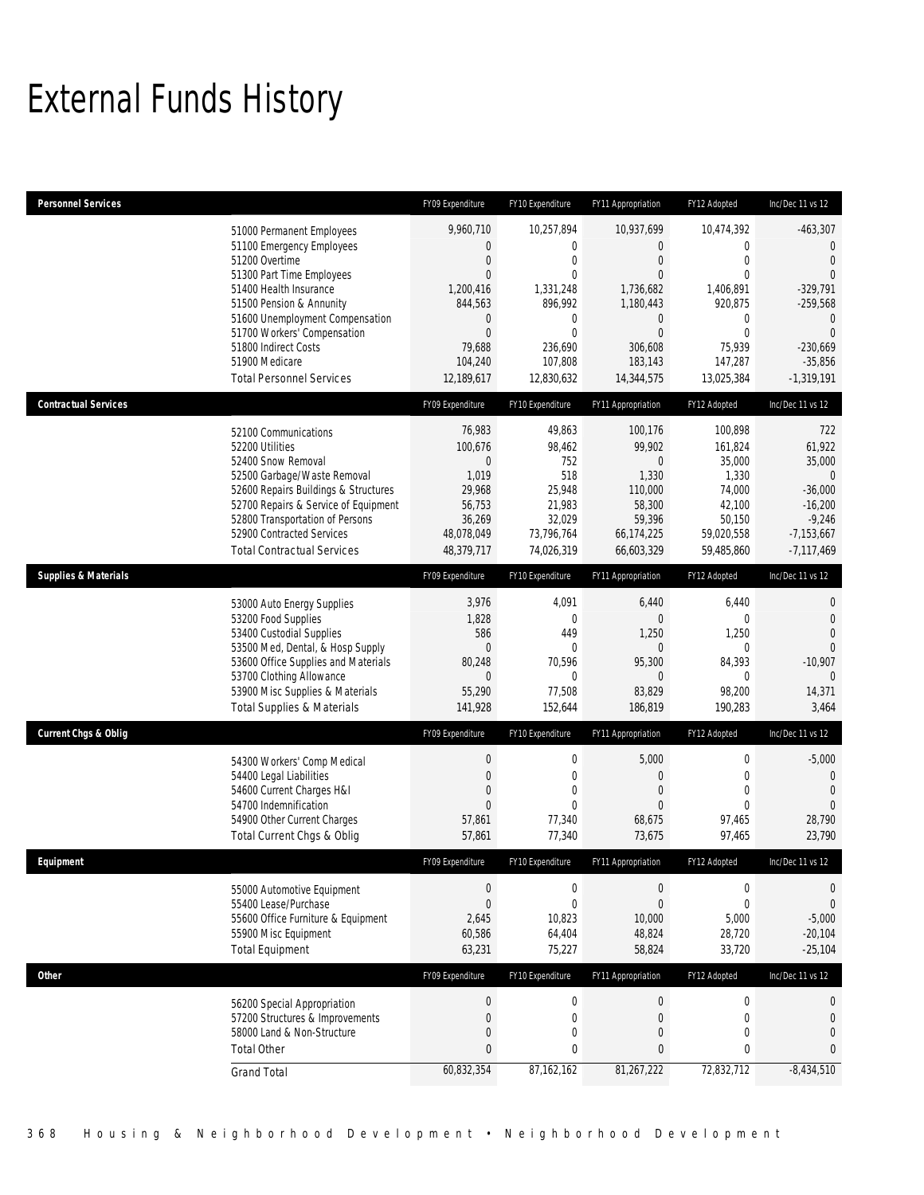# External Funds History

| Personnel Services | | FY09 Expenditure | FY10 Expenditure | FY11 Appropriation | FY12 Adopted | Inc/Dec 11 vs 12 |
|---|---|---|---|---|---|---|
| | 51000 Permanent Employees | 9,960,710 | 10,257,894 | 10,937,699 | 10,474,392 | -463,307 |
| | 51100 Emergency Employees | 0 | 0 | 0 | 0 | 0 |
| | 51200 Overtime | 0 | 0 | 0 | 0 | 0 |
| | 51300 Part Time Employees | 0 | 0 | 0 | 0 | 0 |
| | 51400 Health Insurance | 1,200,416 | 1,331,248 | 1,736,682 | 1,406,891 | -329,791 |
| | 51500 Pension & Annunity | 844,563 | 896,992 | 1,180,443 | 920,875 | -259,568 |
| | 51600 Unemployment Compensation | 0 | 0 | 0 | 0 | 0 |
| | 51700 Workers' Compensation | 0 | 0 | 0 | 0 | 0 |
| | 51800 Indirect Costs | 79,688 | 236,690 | 306,608 | 75,939 | -230,669 |
| | 51900 Medicare | 104,240 | 107,808 | 183,143 | 147,287 | -35,856 |
| | Total Personnel Services | 12,189,617 | 12,830,632 | 14,344,575 | 13,025,384 | -1,319,191 |
| **Contractual Services** | | FY09 Expenditure | FY10 Expenditure | FY11 Appropriation | FY12 Adopted | Inc/Dec 11 vs 12 |
| | 52100 Communications | 76,983 | 49,863 | 100,176 | 100,898 | 722 |
| | 52200 Utilities | 100,676 | 98,462 | 99,902 | 161,824 | 61,922 |
| | 52400 Snow Removal | 0 | 752 | 0 | 35,000 | 35,000 |
| | 52500 Garbage/Waste Removal | 1,019 | 518 | 1,330 | 1,330 | 0 |
| | 52600 Repairs Buildings & Structures | 29,968 | 25,948 | 110,000 | 74,000 | -36,000 |
| | 52700 Repairs & Service of Equipment | 56,753 | 21,983 | 58,300 | 42,100 | -16,200 |
| | 52800 Transportation of Persons | 36,269 | 32,029 | 59,396 | 50,150 | -9,246 |
| | 52900 Contracted Services | 48,078,049 | 73,796,764 | 66,174,225 | 59,020,558 | -7,153,667 |
| | Total Contractual Services | 48,379,717 | 74,026,319 | 66,603,329 | 59,485,860 | -7,117,469 |
| **Supplies & Materials** | | FY09 Expenditure | FY10 Expenditure | FY11 Appropriation | FY12 Adopted | Inc/Dec 11 vs 12 |
| | 53000 Auto Energy Supplies | 3,976 | 4,091 | 6,440 | 6,440 | 0 |
| | 53200 Food Supplies | 1,828 | 0 | 0 | 0 | 0 |
| | 53400 Custodial Supplies | 586 | 449 | 1,250 | 1,250 | 0 |
| | 53500 Med, Dental, & Hosp Supply | 0 | 0 | 0 | 0 | 0 |
| | 53600 Office Supplies and Materials | 80,248 | 70,596 | 95,300 | 84,393 | -10,907 |
| | 53700 Clothing Allowance | 0 | 0 | 0 | 0 | 0 |
| | 53900 Misc Supplies & Materials | 55,290 | 77,508 | 83,829 | 98,200 | 14,371 |
| | Total Supplies & Materials | 141,928 | 152,644 | 186,819 | 190,283 | 3,464 |
| **Current Chgs & Oblig** | | FY09 Expenditure | FY10 Expenditure | FY11 Appropriation | FY12 Adopted | Inc/Dec 11 vs 12 |
| | 54300 Workers' Comp Medical | 0 | 0 | 5,000 | 0 | -5,000 |
| | 54400 Legal Liabilities | 0 | 0 | 0 | 0 | 0 |
| | 54600 Current Charges H&I | 0 | 0 | 0 | 0 | 0 |
| | 54700 Indemnification | 0 | 0 | 0 | 0 | 0 |
| | 54900 Other Current Charges | 57,861 | 77,340 | 68,675 | 97,465 | 28,790 |
| | Total Current Chgs & Oblig | 57,861 | 77,340 | 73,675 | 97,465 | 23,790 |
| **Equipment** | | FY09 Expenditure | FY10 Expenditure | FY11 Appropriation | FY12 Adopted | Inc/Dec 11 vs 12 |
| | 55000 Automotive Equipment | 0 | 0 | 0 | 0 | 0 |
| | 55400 Lease/Purchase | 0 | 0 | 0 | 0 | 0 |
| | 55600 Office Furniture & Equipment | 2,645 | 10,823 | 10,000 | 5,000 | -5,000 |
| | 55900 Misc Equipment | 60,586 | 64,404 | 48,824 | 28,720 | -20,104 |
| | Total Equipment | 63,231 | 75,227 | 58,824 | 33,720 | -25,104 |
| **Other** | | FY09 Expenditure | FY10 Expenditure | FY11 Appropriation | FY12 Adopted | Inc/Dec 11 vs 12 |
| | 56200 Special Appropriation | 0 | 0 | 0 | 0 | 0 |
| | 57200 Structures & Improvements | 0 | 0 | 0 | 0 | 0 |
| | 58000 Land & Non-Structure | 0 | 0 | 0 | 0 | 0 |
| | Total Other | 0 | 0 | 0 | 0 | 0 |
| | Grand Total | 60,832,354 | 87,162,162 | 81,267,222 | 72,832,712 | -8,434,510 |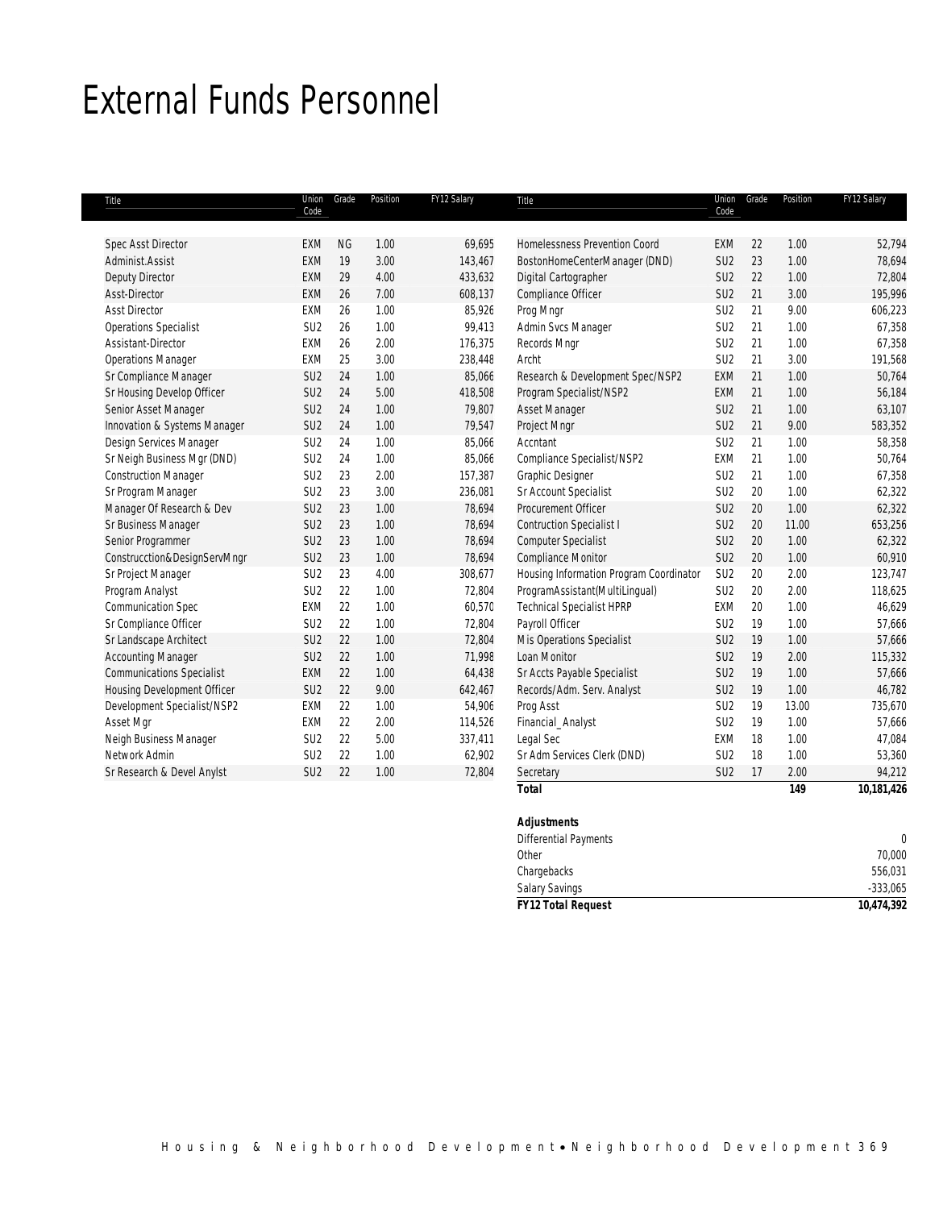# External Funds Personnel

| Title | Union Code | Grade | Position | FY12 Salary |
|---|---|---|---|---|
| Spec Asst Director | EXM | NG | 1.00 | 69,695 |
| Administ.Assist | EXM | 19 | 3.00 | 143,467 |
| Deputy Director | EXM | 29 | 4.00 | 433,632 |
| Asst-Director | EXM | 26 | 7.00 | 608,137 |
| Asst Director | EXM | 26 | 1.00 | 85,926 |
| Operations Specialist | SU2 | 26 | 1.00 | 99,413 |
| Assistant-Director | EXM | 26 | 2.00 | 176,375 |
| Operations Manager | EXM | 25 | 3.00 | 238,448 |
| Sr Compliance Manager | SU2 | 24 | 1.00 | 85,066 |
| Sr Housing Develop Officer | SU2 | 24 | 5.00 | 418,508 |
| Senior Asset Manager | SU2 | 24 | 1.00 | 79,807 |
| Innovation & Systems Manager | SU2 | 24 | 1.00 | 79,547 |
| Design Services Manager | SU2 | 24 | 1.00 | 85,066 |
| Sr Neigh Business Mgr (DND) | SU2 | 24 | 1.00 | 85,066 |
| Construction Manager | SU2 | 23 | 2.00 | 157,387 |
| Sr Program Manager | SU2 | 23 | 3.00 | 236,081 |
| Manager Of Research & Dev | SU2 | 23 | 1.00 | 78,694 |
| Sr Business Manager | SU2 | 23 | 1.00 | 78,694 |
| Senior Programmer | SU2 | 23 | 1.00 | 78,694 |
| Construcction&DesignServMngr | SU2 | 23 | 1.00 | 78,694 |
| Sr Project Manager | SU2 | 23 | 4.00 | 308,677 |
| Program Analyst | SU2 | 22 | 1.00 | 72,804 |
| Communication Spec | EXM | 22 | 1.00 | 60,570 |
| Sr Compliance Officer | SU2 | 22 | 1.00 | 72,804 |
| Sr Landscape Architect | SU2 | 22 | 1.00 | 72,804 |
| Accounting Manager | SU2 | 22 | 1.00 | 71,998 |
| Communications Specialist | EXM | 22 | 1.00 | 64,438 |
| Housing Development Officer | SU2 | 22 | 9.00 | 642,467 |
| Development Specialist/NSP2 | EXM | 22 | 1.00 | 54,906 |
| Asset Mgr | EXM | 22 | 2.00 | 114,526 |
| Neigh Business Manager | SU2 | 22 | 5.00 | 337,411 |
| Network Admin | SU2 | 22 | 1.00 | 62,902 |
| Sr Research & Devel Anylst | SU2 | 22 | 1.00 | 72,804 |
| Homelessness Prevention Coord | EXM | 22 | 1.00 | 52,794 |
| BostonHomeCenterManager (DND) | SU2 | 23 | 1.00 | 78,694 |
| Digital Cartographer | SU2 | 22 | 1.00 | 72,804 |
| Compliance Officer | SU2 | 21 | 3.00 | 195,996 |
| Prog Mngr | SU2 | 21 | 9.00 | 606,223 |
| Admin Svcs Manager | SU2 | 21 | 1.00 | 67,358 |
| Records Mngr | SU2 | 21 | 1.00 | 67,358 |
| Archt | SU2 | 21 | 3.00 | 191,568 |
| Research & Development Spec/NSP2 | EXM | 21 | 1.00 | 50,764 |
| Program Specialist/NSP2 | EXM | 21 | 1.00 | 56,184 |
| Asset Manager | SU2 | 21 | 1.00 | 63,107 |
| Project Mngr | SU2 | 21 | 9.00 | 583,352 |
| Accntant | SU2 | 21 | 1.00 | 58,358 |
| Compliance Specialist/NSP2 | EXM | 21 | 1.00 | 50,764 |
| Graphic Designer | SU2 | 21 | 1.00 | 67,358 |
| Sr Account Specialist | SU2 | 20 | 1.00 | 62,322 |
| Procurement Officer | SU2 | 20 | 1.00 | 62,322 |
| Contruction Specialist I | SU2 | 20 | 11.00 | 653,256 |
| Computer Specialist | SU2 | 20 | 1.00 | 62,322 |
| Compliance Monitor | SU2 | 20 | 1.00 | 60,910 |
| Housing Information Program Coordinator | SU2 | 20 | 2.00 | 123,747 |
| ProgramAssistant(MultiLingual) | SU2 | 20 | 2.00 | 118,625 |
| Technical Specialist HPRP | EXM | 20 | 1.00 | 46,629 |
| Payroll Officer | SU2 | 19 | 1.00 | 57,666 |
| Mis Operations Specialist | SU2 | 19 | 1.00 | 57,666 |
| Loan Monitor | SU2 | 19 | 2.00 | 115,332 |
| Sr Accts Payable Specialist | SU2 | 19 | 1.00 | 57,666 |
| Records/Adm. Serv. Analyst | SU2 | 19 | 1.00 | 46,782 |
| Prog Asst | SU2 | 19 | 13.00 | 735,670 |
| Financial_Analyst | SU2 | 19 | 1.00 | 57,666 |
| Legal Sec | EXM | 18 | 1.00 | 47,084 |
| Sr Adm Services Clerk (DND) | SU2 | 18 | 1.00 | 53,360 |
| Secretary | SU2 | 17 | 2.00 | 94,212 |
| **Total** | | | **149** | **10,181,426** |

| **Adjustments** | |
|---|---|
| Differential Payments | 0 |
| Other | 70,000 |
| Chargebacks | 556,031 |
| Salary Savings | -333,065 |
| **FY12 Total Request** | **10,474,392** |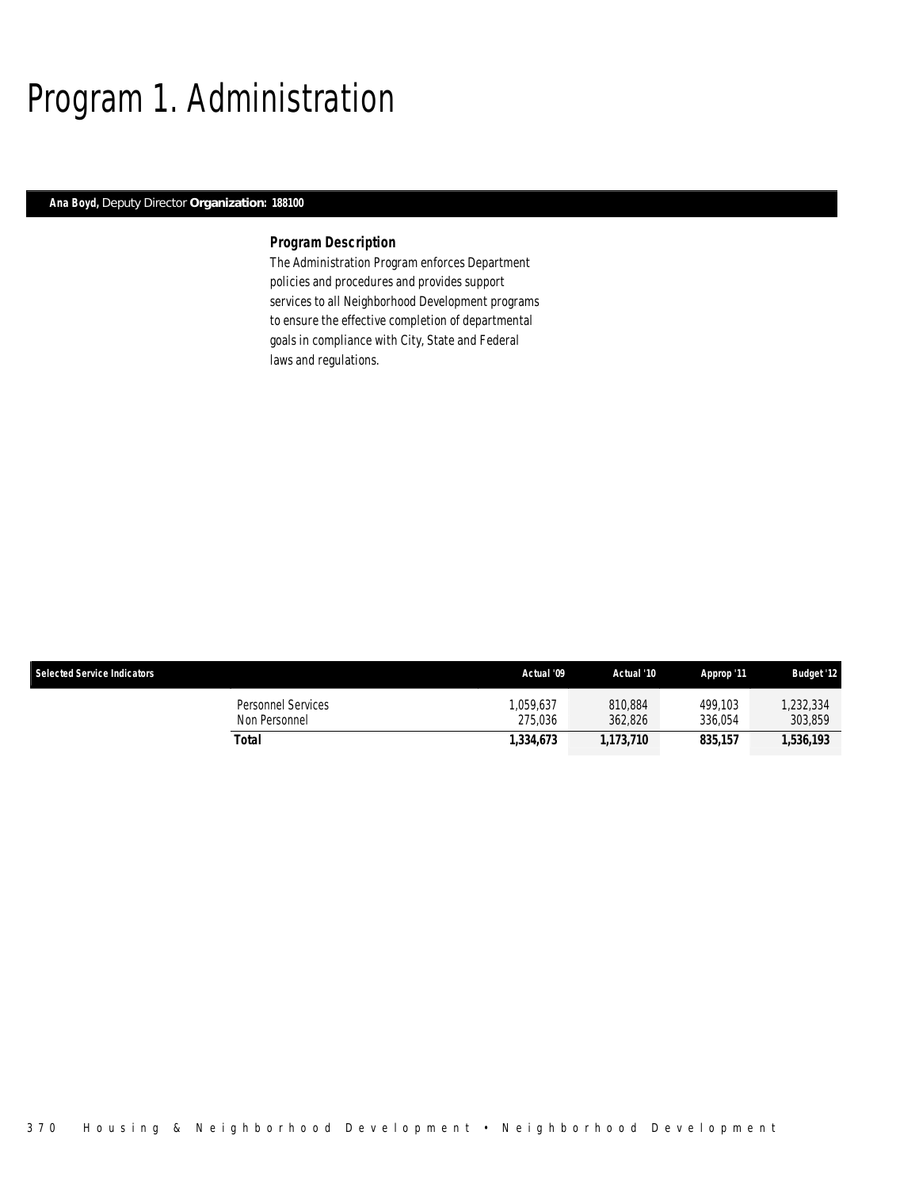# Program 1. Administration

**Ana Boyd,** Deputy Director **Organization: 188100**

### *Program Description*

The Administration Program enforces Department policies and procedures and provides support services to all Neighborhood Development programs to ensure the effective completion of departmental goals in compliance with City, State and Federal laws and regulations.

| Selected Service Indicators | | Actual '09 | Actual '10 | Approp '11 | Budget '12 |
|---|---|---|---|---|---|
| | Personnel Services | 1,059,637 | 810,884 | 499,103 | 1,232,334 |
| | Non Personnel | 275,036 | 362,826 | 336,054 | 303,859 |
| | **Total** | **1,334,673** | **1,173,710** | **835,157** | **1,536,193** |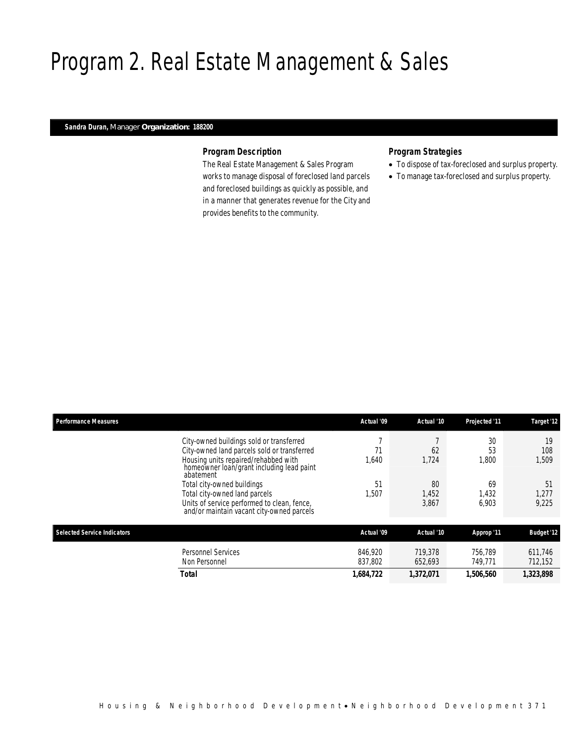# Program 2. Real Estate Management & Sales

**Sandra Duran,** Manager **Organization: 188200**

### *Program Description*

The Real Estate Management & Sales Program works to manage disposal of foreclosed land parcels and foreclosed buildings as quickly as possible, and in a manner that generates revenue for the City and provides benefits to the community.

### *Program Strategies*

- To dispose of tax-foreclosed and surplus property.
- To manage tax-foreclosed and surplus property.

| Performance Measures | Actual '09 | Actual '10 | Projected '11 | Target '12 |
|---|---|---|---|---|
| City-owned buildings sold or transferred | 7 | 7 | 30 | 19 |
| City-owned land parcels sold or transferred | 71 | 62 | 53 | 108 |
| Housing units repaired/rehabbed with homeowner loan/grant including lead paint abatement | 1,640 | 1,724 | 1,800 | 1,509 |
| Total city-owned buildings | 51 | 80 | 69 | 51 |
| Total city-owned land parcels | 1,507 | 1,452 | 1,432 | 1,277 |
| Units of service performed to clean, fence, and/or maintain vacant city-owned parcels | | 3,867 | 6,903 | 9,225 |

| Selected Service Indicators | Actual '09 | Actual '10 | Approp '11 | Budget '12 |
|---|---|---|---|---|
| Personnel Services | 846,920 | 719,378 | 756,789 | 611,746 |
| Non Personnel | 837,802 | 652,693 | 749,771 | 712,152 |
| **Total** | **1,684,722** | **1,372,071** | **1,506,560** | **1,323,898** |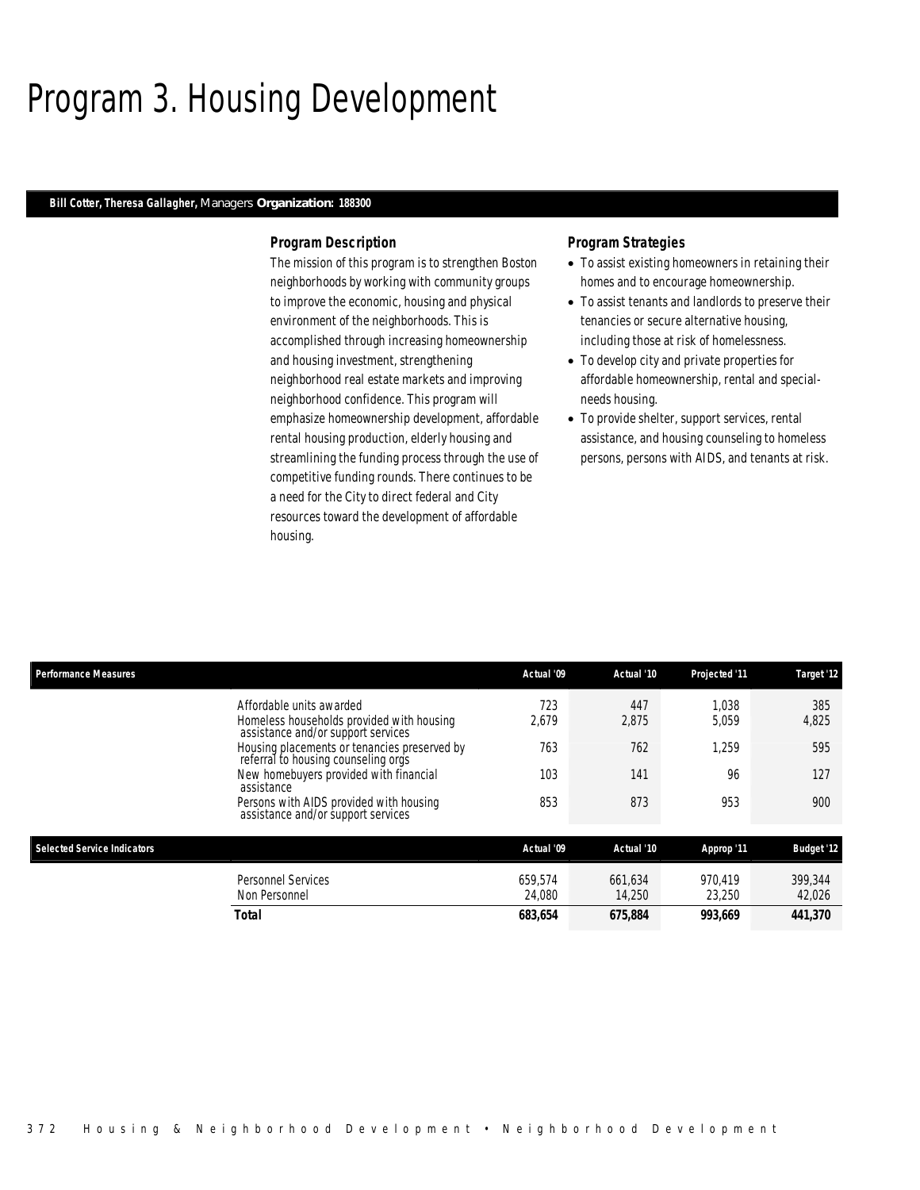# Program 3. Housing Development

**Bill Cotter, Theresa Gallagher,** Managers **Organization: 188300**

### Program Description

The mission of this program is to strengthen Boston neighborhoods by working with community groups to improve the economic, housing and physical environment of the neighborhoods. This is accomplished through increasing homeownership and housing investment, strengthening neighborhood real estate markets and improving neighborhood confidence. This program will emphasize homeownership development, affordable rental housing production, elderly housing and streamlining the funding process through the use of competitive funding rounds. There continues to be a need for the City to direct federal and City resources toward the development of affordable housing.

### Program Strategies

- To assist existing homeowners in retaining their homes and to encourage homeownership.
- To assist tenants and landlords to preserve their tenancies or secure alternative housing, including those at risk of homelessness.
- To develop city and private properties for affordable homeownership, rental and special-needs housing.
- To provide shelter, support services, rental assistance, and housing counseling to homeless persons, persons with AIDS, and tenants at risk.

| Performance Measures | Actual '09 | Actual '10 | Projected '11 | Target '12 |
|---|---|---|---|---|
| Affordable units awarded | 723 | 447 | 1,038 | 385 |
| Homeless households provided with housing assistance and/or support services | 2,679 | 2,875 | 5,059 | 4,825 |
| Housing placements or tenancies preserved by referral to housing counseling orgs | 763 | 762 | 1,259 | 595 |
| New homebuyers provided with financial assistance | 103 | 141 | 96 | 127 |
| Persons with AIDS provided with housing assistance and/or support services | 853 | 873 | 953 | 900 |

| Selected Service Indicators | Actual '09 | Actual '10 | Approp '11 | Budget '12 |
|---|---|---|---|---|
| Personnel Services | 659,574 | 661,634 | 970,419 | 399,344 |
| Non Personnel | 24,080 | 14,250 | 23,250 | 42,026 |
| **Total** | **683,654** | **675,884** | **993,669** | **441,370** |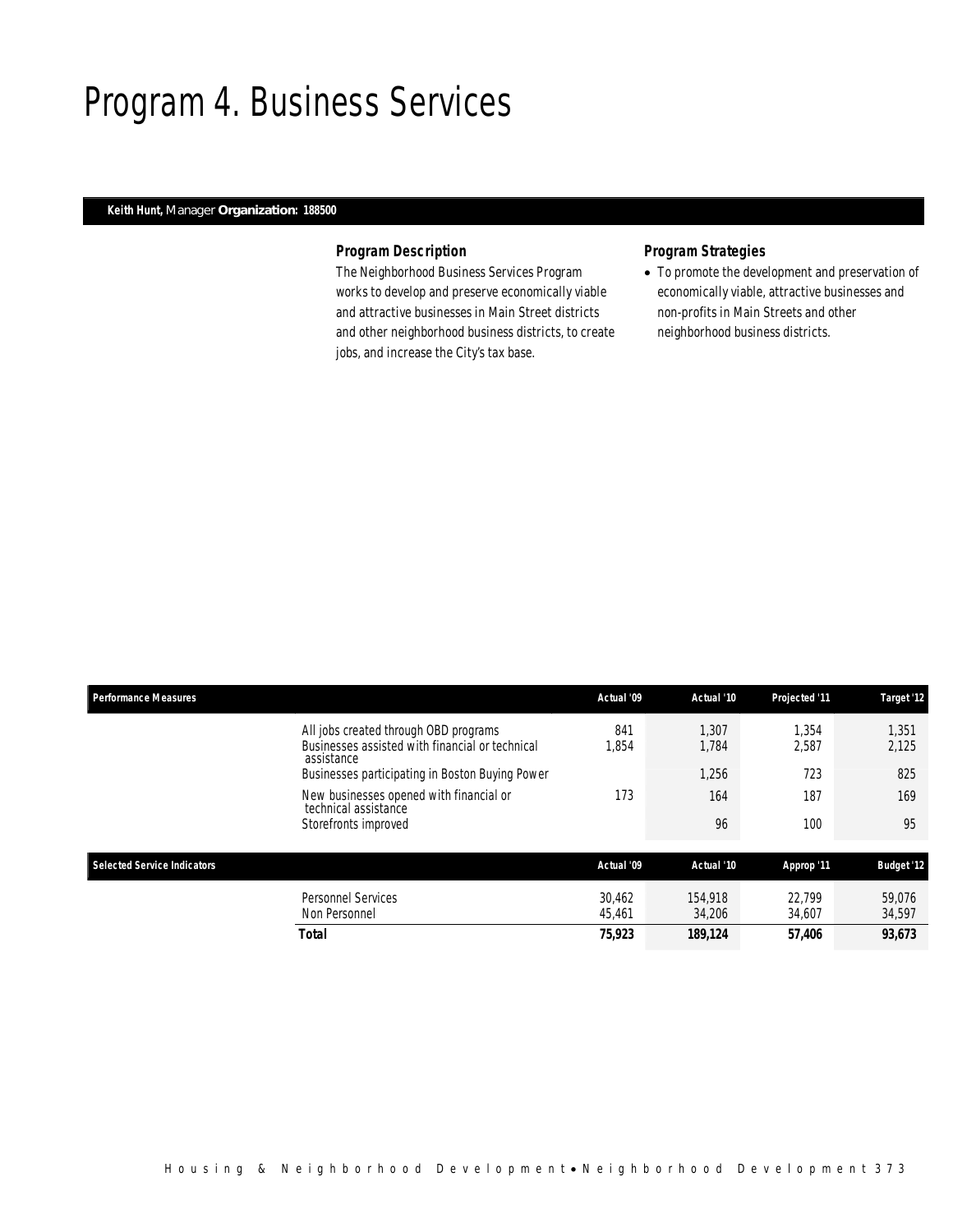# Program 4. Business Services

**Keith Hunt,** Manager **Organization: 188500**

### Program Description

The Neighborhood Business Services Program works to develop and preserve economically viable and attractive businesses in Main Street districts and other neighborhood business districts, to create jobs, and increase the City's tax base.

### Program Strategies

- To promote the development and preservation of economically viable, attractive businesses and non-profits in Main Streets and other neighborhood business districts.

| Performance Measures | Actual '09 | Actual '10 | Projected '11 | Target '12 |
|---|---|---|---|---|
| All jobs created through OBD programs | 841 | 1,307 | 1,354 | 1,351 |
| Businesses assisted with financial or technical assistance | 1,854 | 1,784 | 2,587 | 2,125 |
| Businesses participating in Boston Buying Power | | 1,256 | 723 | 825 |
| New businesses opened with financial or technical assistance | 173 | 164 | 187 | 169 |
| Storefronts improved | | 96 | 100 | 95 |

| Selected Service Indicators | Actual '09 | Actual '10 | Approp '11 | Budget '12 |
|---|---|---|---|---|
| Personnel Services | 30,462 | 154,918 | 22,799 | 59,076 |
| Non Personnel | 45,461 | 34,206 | 34,607 | 34,597 |
| **Total** | **75,923** | **189,124** | **57,406** | **93,673** |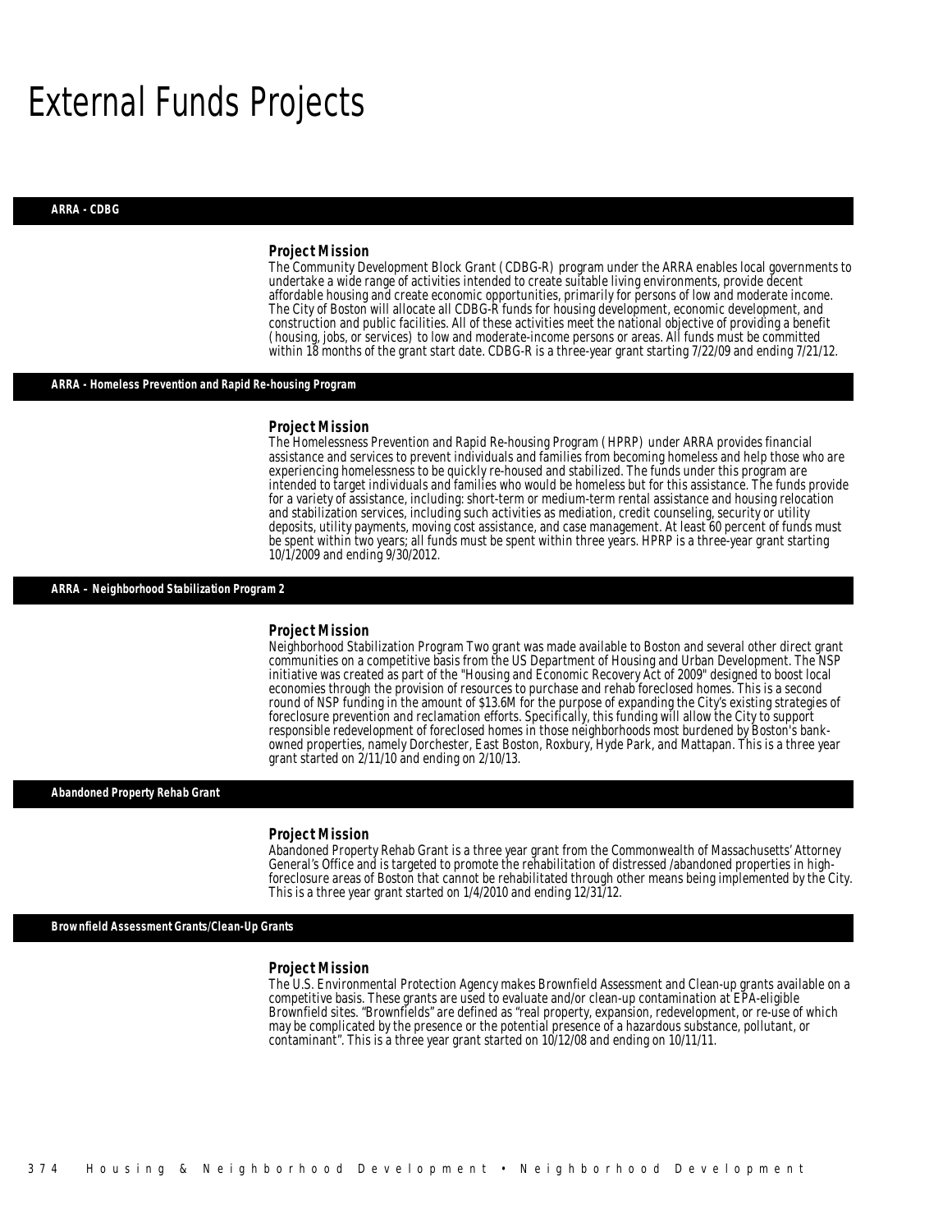# External Funds Projects

## ARRA - CDBG

### Project Mission

The Community Development Block Grant (CDBG-R) program under the ARRA enables local governments to undertake a wide range of activities intended to create suitable living environments, provide decent affordable housing and create economic opportunities, primarily for persons of low and moderate income. The City of Boston will allocate all CDBG-R funds for housing development, economic development, and construction and public facilities. All of these activities meet the national objective of providing a benefit (housing, jobs, or services) to low and moderate-income persons or areas. All funds must be committed within 18 months of the grant start date. CDBG-R is a three-year grant starting 7/22/09 and ending 7/21/12.

## ARRA - Homeless Prevention and Rapid Re-housing Program

### Project Mission

The Homelessness Prevention and Rapid Re-housing Program (HPRP) under ARRA provides financial assistance and services to prevent individuals and families from becoming homeless and help those who are experiencing homelessness to be quickly re-housed and stabilized. The funds under this program are intended to target individuals and families who would be homeless but for this assistance. The funds provide for a variety of assistance, including: short-term or medium-term rental assistance and housing relocation and stabilization services, including such activities as mediation, credit counseling, security or utility deposits, utility payments, moving cost assistance, and case management. At least 60 percent of funds must be spent within two years; all funds must be spent within three years. HPRP is a three-year grant starting 10/1/2009 and ending 9/30/2012.

## ARRA – Neighborhood Stabilization Program 2

### Project Mission

Neighborhood Stabilization Program Two grant was made available to Boston and several other direct grant communities on a competitive basis from the US Department of Housing and Urban Development. The NSP initiative was created as part of the "Housing and Economic Recovery Act of 2009" designed to boost local economies through the provision of resources to purchase and rehab foreclosed homes. This is a second round of NSP funding in the amount of $13.6M for the purpose of expanding the City's existing strategies of foreclosure prevention and reclamation efforts. Specifically, this funding will allow the City to support responsible redevelopment of foreclosed homes in those neighborhoods most burdened by Boston's bank-owned properties, namely Dorchester, East Boston, Roxbury, Hyde Park, and Mattapan. This is a three year grant started on 2/11/10 and ending on 2/10/13.

## Abandoned Property Rehab Grant

### Project Mission

Abandoned Property Rehab Grant is a three year grant from the Commonwealth of Massachusetts' Attorney General's Office and is targeted to promote the rehabilitation of distressed /abandoned properties in high-foreclosure areas of Boston that cannot be rehabilitated through other means being implemented by the City. This is a three year grant started on 1/4/2010 and ending 12/31/12.

## Brownfield Assessment Grants/Clean-Up Grants

### Project Mission

The U.S. Environmental Protection Agency makes Brownfield Assessment and Clean-up grants available on a competitive basis. These grants are used to evaluate and/or clean-up contamination at EPA-eligible Brownfield sites. "Brownfields" are defined as "real property, expansion, redevelopment, or re-use of which may be complicated by the presence or the potential presence of a hazardous substance, pollutant, or contaminant". This is a three year grant started on 10/12/08 and ending on 10/11/11.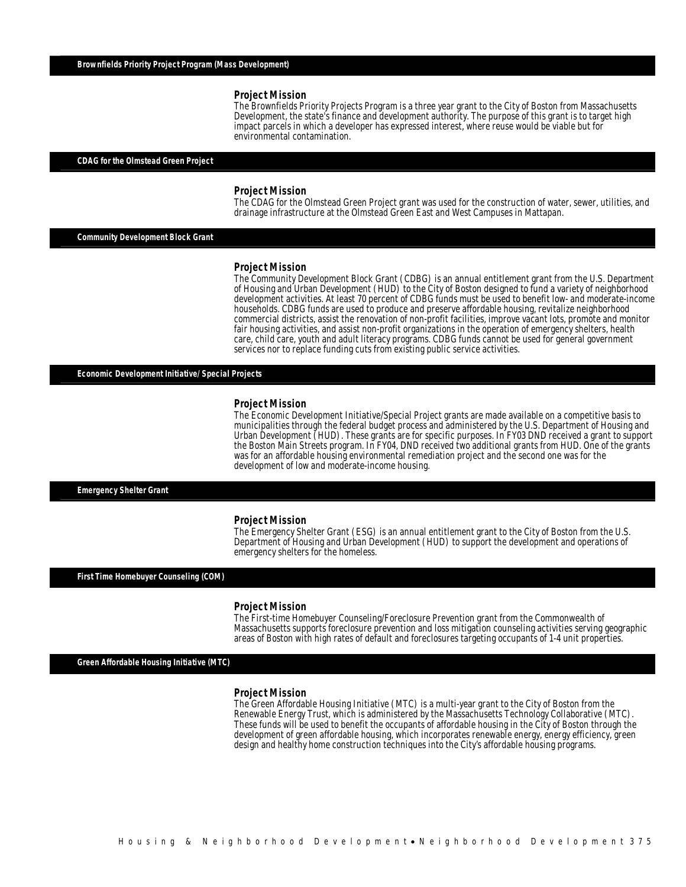## Brownfields Priority Project Program (Mass Development)

### Project Mission

The Brownfields Priority Projects Program is a three year grant to the City of Boston from Massachusetts Development, the state's finance and development authority. The purpose of this grant is to target high impact parcels in which a developer has expressed interest, where reuse would be viable but for environmental contamination.

## CDAG for the Olmstead Green Project

### Project Mission

The CDAG for the Olmstead Green Project grant was used for the construction of water, sewer, utilities, and drainage infrastructure at the Olmstead Green East and West Campuses in Mattapan.

## Community Development Block Grant

### Project Mission

The Community Development Block Grant (CDBG) is an annual entitlement grant from the U.S. Department of Housing and Urban Development (HUD) to the City of Boston designed to fund a variety of neighborhood development activities. At least 70 percent of CDBG funds must be used to benefit low- and moderate-income households. CDBG funds are used to produce and preserve affordable housing, revitalize neighborhood commercial districts, assist the renovation of non-profit facilities, improve vacant lots, promote and monitor fair housing activities, and assist non-profit organizations in the operation of emergency shelters, health care, child care, youth and adult literacy programs. CDBG funds cannot be used for general government services nor to replace funding cuts from existing public service activities.

## Economic Development Initiative/ Special Projects

### Project Mission

The Economic Development Initiative/Special Project grants are made available on a competitive basis to municipalities through the federal budget process and administered by the U.S. Department of Housing and Urban Development (HUD). These grants are for specific purposes. In FY03 DND received a grant to support the Boston Main Streets program. In FY04, DND received two additional grants from HUD. One of the grants was for an affordable housing environmental remediation project and the second one was for the development of low and moderate-income housing.

## Emergency Shelter Grant

### Project Mission

The Emergency Shelter Grant (ESG) is an annual entitlement grant to the City of Boston from the U.S. Department of Housing and Urban Development (HUD) to support the development and operations of emergency shelters for the homeless.

## First Time Homebuyer Counseling (COM)

### Project Mission

The First-time Homebuyer Counseling/Foreclosure Prevention grant from the Commonwealth of Massachusetts supports foreclosure prevention and loss mitigation counseling activities serving geographic areas of Boston with high rates of default and foreclosures targeting occupants of 1-4 unit properties.

## Green Affordable Housing Initiative (MTC)

### Project Mission

The Green Affordable Housing Initiative (MTC) is a multi-year grant to the City of Boston from the Renewable Energy Trust, which is administered by the Massachusetts Technology Collaborative (MTC). These funds will be used to benefit the occupants of affordable housing in the City of Boston through the development of green affordable housing, which incorporates renewable energy, energy efficiency, green design and healthy home construction techniques into the City's affordable housing programs.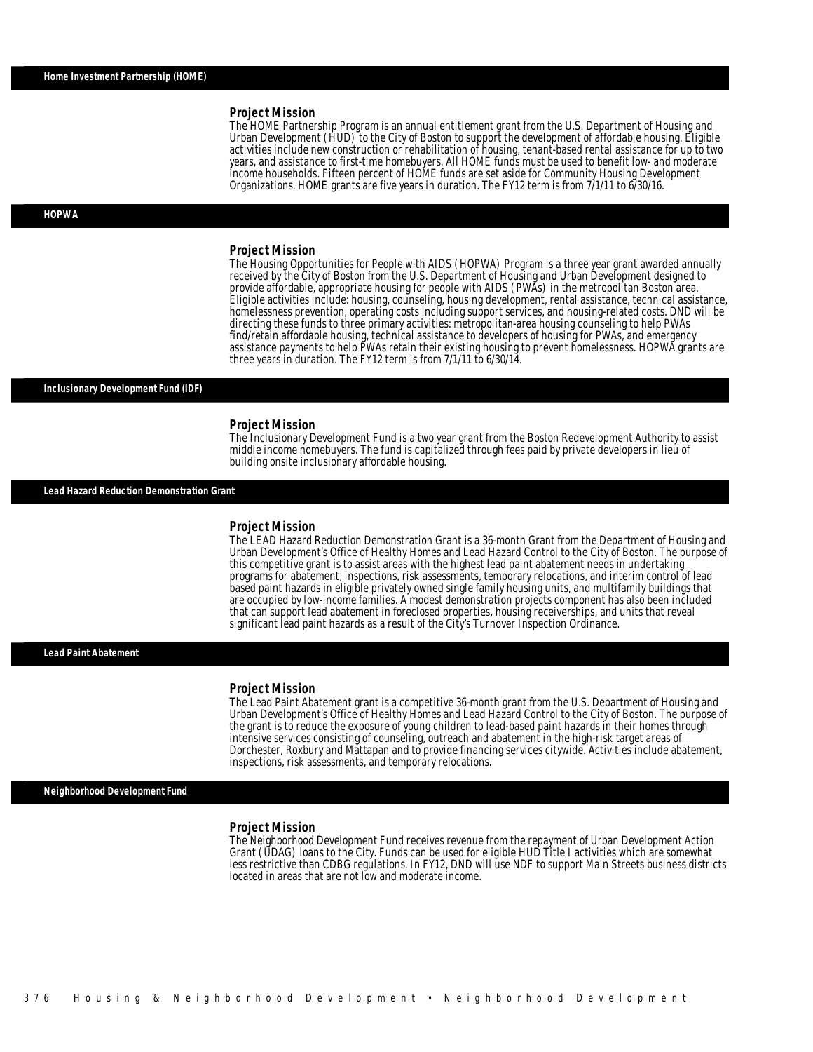## Home Investment Partnership (HOME)

### Project Mission

The HOME Partnership Program is an annual entitlement grant from the U.S. Department of Housing and Urban Development (HUD) to the City of Boston to support the development of affordable housing. Eligible activities include new construction or rehabilitation of housing, tenant-based rental assistance for up to two years, and assistance to first-time homebuyers. All HOME funds must be used to benefit low- and moderate income households. Fifteen percent of HOME funds are set aside for Community Housing Development Organizations. HOME grants are five years in duration. The FY12 term is from 7/1/11 to 6/30/16.

## HOPWA

### Project Mission

The Housing Opportunities for People with AIDS (HOPWA) Program is a three year grant awarded annually received by the City of Boston from the U.S. Department of Housing and Urban Development designed to provide affordable, appropriate housing for people with AIDS (PWAs) in the metropolitan Boston area. Eligible activities include: housing, counseling, housing development, rental assistance, technical assistance, homelessness prevention, operating costs including support services, and housing-related costs. DND will be directing these funds to three primary activities: metropolitan-area housing counseling to help PWAs find/retain affordable housing, technical assistance to developers of housing for PWAs, and emergency assistance payments to help PWAs retain their existing housing to prevent homelessness. HOPWA grants are three years in duration. The FY12 term is from 7/1/11 to 6/30/14.

## Inclusionary Development Fund (IDF)

### Project Mission

The Inclusionary Development Fund is a two year grant from the Boston Redevelopment Authority to assist middle income homebuyers. The fund is capitalized through fees paid by private developers in lieu of building onsite inclusionary affordable housing.

## Lead Hazard Reduction Demonstration Grant

### Project Mission

The LEAD Hazard Reduction Demonstration Grant is a 36-month Grant from the Department of Housing and Urban Development's Office of Healthy Homes and Lead Hazard Control to the City of Boston. The purpose of this competitive grant is to assist areas with the highest lead paint abatement needs in undertaking programs for abatement, inspections, risk assessments, temporary relocations, and interim control of lead based paint hazards in eligible privately owned single family housing units, and multifamily buildings that are occupied by low-income families. A modest demonstration projects component has also been included that can support lead abatement in foreclosed properties, housing receiverships, and units that reveal significant lead paint hazards as a result of the City's Turnover Inspection Ordinance.

## Lead Paint Abatement

### Project Mission

The Lead Paint Abatement grant is a competitive 36-month grant from the U.S. Department of Housing and Urban Development's Office of Healthy Homes and Lead Hazard Control to the City of Boston. The purpose of the grant is to reduce the exposure of young children to lead-based paint hazards in their homes through intensive services consisting of counseling, outreach and abatement in the high-risk target areas of Dorchester, Roxbury and Mattapan and to provide financing services citywide. Activities include abatement, inspections, risk assessments, and temporary relocations.

## Neighborhood Development Fund

### Project Mission

The Neighborhood Development Fund receives revenue from the repayment of Urban Development Action Grant (UDAG) loans to the City. Funds can be used for eligible HUD Title I activities which are somewhat less restrictive than CDBG regulations. In FY12, DND will use NDF to support Main Streets business districts located in areas that are not low and moderate income.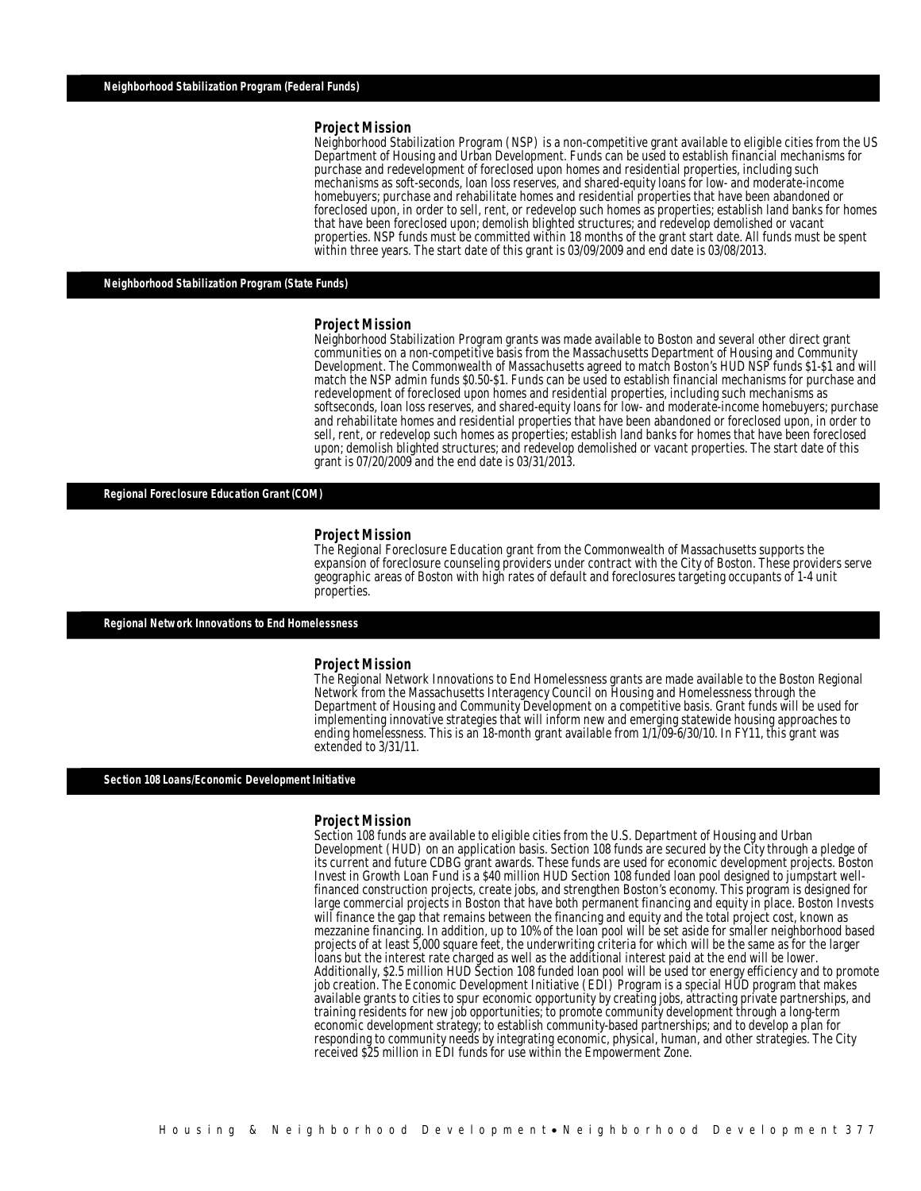## Neighborhood Stabilization Program (Federal Funds)

### Project Mission

Neighborhood Stabilization Program (NSP) is a non-competitive grant available to eligible cities from the US Department of Housing and Urban Development. Funds can be used to establish financial mechanisms for purchase and redevelopment of foreclosed upon homes and residential properties, including such mechanisms as soft-seconds, loan loss reserves, and shared-equity loans for low- and moderate-income homebuyers; purchase and rehabilitate homes and residential properties that have been abandoned or foreclosed upon, in order to sell, rent, or redevelop such homes as properties; establish land banks for homes that have been foreclosed upon; demolish blighted structures; and redevelop demolished or vacant properties. NSP funds must be committed within 18 months of the grant start date. All funds must be spent within three years. The start date of this grant is 03/09/2009 and end date is 03/08/2013.

## Neighborhood Stabilization Program (State Funds)

### Project Mission

Neighborhood Stabilization Program grants was made available to Boston and several other direct grant communities on a non-competitive basis from the Massachusetts Department of Housing and Community Development. The Commonwealth of Massachusetts agreed to match Boston's HUD NSP funds $1-$1 and will match the NSP admin funds $0.50-$1. Funds can be used to establish financial mechanisms for purchase and redevelopment of foreclosed upon homes and residential properties, including such mechanisms as softseconds, loan loss reserves, and shared-equity loans for low- and moderate-income homebuyers; purchase and rehabilitate homes and residential properties that have been abandoned or foreclosed upon, in order to sell, rent, or redevelop such homes as properties; establish land banks for homes that have been foreclosed upon; demolish blighted structures; and redevelop demolished or vacant properties. The start date of this grant is 07/20/2009 and the end date is 03/31/2013.

## Regional Foreclosure Education Grant (COM)

### Project Mission

The Regional Foreclosure Education grant from the Commonwealth of Massachusetts supports the expansion of foreclosure counseling providers under contract with the City of Boston. These providers serve geographic areas of Boston with high rates of default and foreclosures targeting occupants of 1-4 unit properties.

## Regional Network Innovations to End Homelessness

### Project Mission

The Regional Network Innovations to End Homelessness grants are made available to the Boston Regional Network from the Massachusetts Interagency Council on Housing and Homelessness through the Department of Housing and Community Development on a competitive basis. Grant funds will be used for implementing innovative strategies that will inform new and emerging statewide housing approaches to ending homelessness. This is an 18-month grant available from 1/1/09-6/30/10. In FY11, this grant was extended to 3/31/11.

## Section 108 Loans/Economic Development Initiative

### Project Mission

Section 108 funds are available to eligible cities from the U.S. Department of Housing and Urban Development (HUD) on an application basis. Section 108 funds are secured by the City through a pledge of its current and future CDBG grant awards. These funds are used for economic development projects. Boston Invest in Growth Loan Fund is a $40 million HUD Section 108 funded loan pool designed to jumpstart well-financed construction projects, create jobs, and strengthen Boston's economy. This program is designed for large commercial projects in Boston that have both permanent financing and equity in place. Boston Invests will finance the gap that remains between the financing and equity and the total project cost, known as mezzanine financing. In addition, up to 10% of the loan pool will be set aside for smaller neighborhood based projects of at least 5,000 square feet, the underwriting criteria for which will be the same as for the larger loans but the interest rate charged as well as the additional interest paid at the end will be lower. Additionally, $2.5 million HUD Section 108 funded loan pool will be used tor energy efficiency and to promote job creation. The Economic Development Initiative (EDI) Program is a special HUD program that makes available grants to cities to spur economic opportunity by creating jobs, attracting private partnerships, and training residents for new job opportunities; to promote community development through a long-term economic development strategy; to establish community-based partnerships; and to develop a plan for responding to community needs by integrating economic, physical, human, and other strategies. The City received $25 million in EDI funds for use within the Empowerment Zone.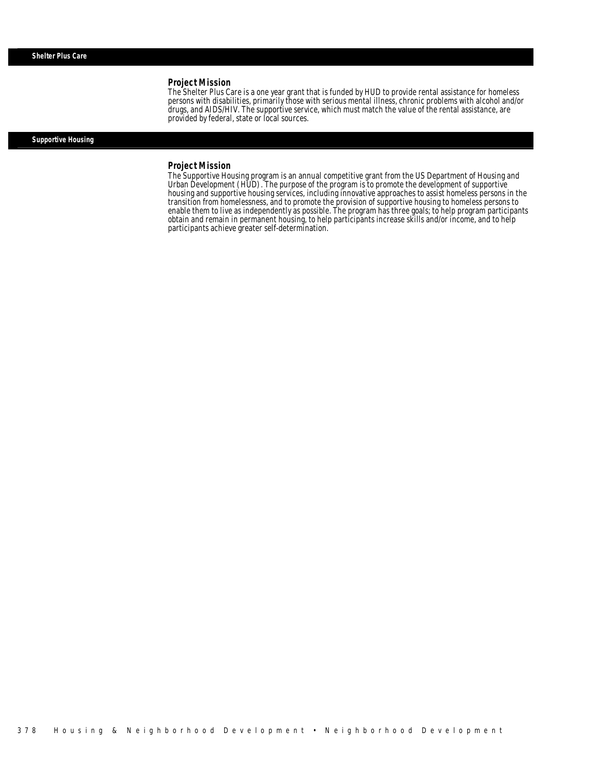## Shelter Plus Care

### Project Mission

The Shelter Plus Care is a one year grant that is funded by HUD to provide rental assistance for homeless persons with disabilities, primarily those with serious mental illness, chronic problems with alcohol and/or drugs, and AIDS/HIV. The supportive service, which must match the value of the rental assistance, are provided by federal, state or local sources.

## Supportive Housing

### Project Mission

The Supportive Housing program is an annual competitive grant from the US Department of Housing and Urban Development (HUD). The purpose of the program is to promote the development of supportive housing and supportive housing services, including innovative approaches to assist homeless persons in the transition from homelessness, and to promote the provision of supportive housing to homeless persons to enable them to live as independently as possible. The program has three goals; to help program participants obtain and remain in permanent housing, to help participants increase skills and/or income, and to help participants achieve greater self-determination.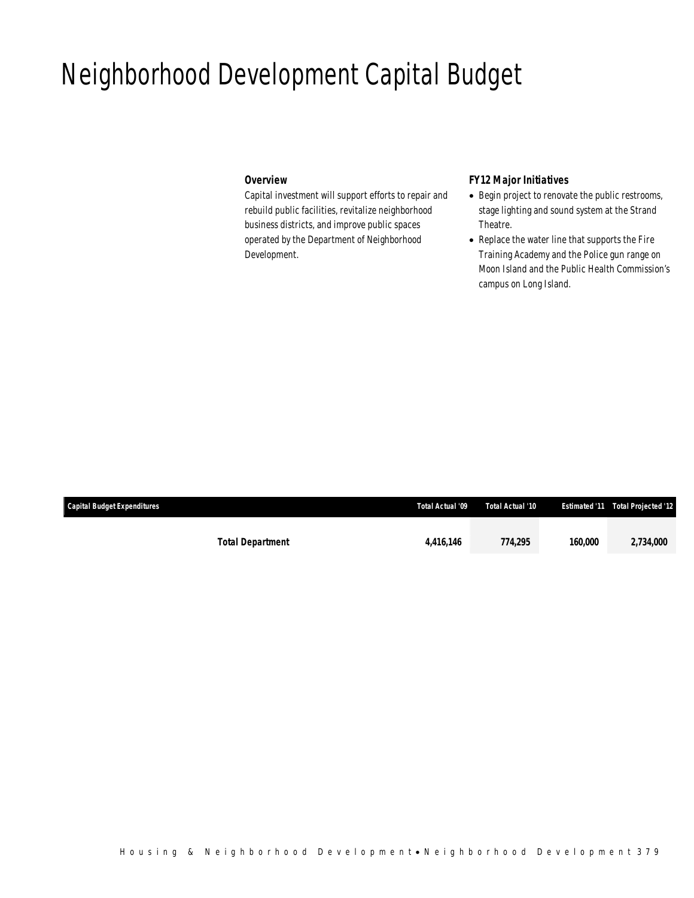# Neighborhood Development Capital Budget

### Overview

Capital investment will support efforts to repair and rebuild public facilities, revitalize neighborhood business districts, and improve public spaces operated by the Department of Neighborhood Development.

### FY12 Major Initiatives

- Begin project to renovate the public restrooms, stage lighting and sound system at the Strand Theatre.
- Replace the water line that supports the Fire Training Academy and the Police gun range on Moon Island and the Public Health Commission's campus on Long Island.

| Capital Budget Expenditures | Total Actual '09 | Total Actual '10 | Estimated '11 | Total Projected '12 |
|---|---|---|---|---|
| **Total Department** | **4,416,146** | **774,295** | **160,000** | **2,734,000** |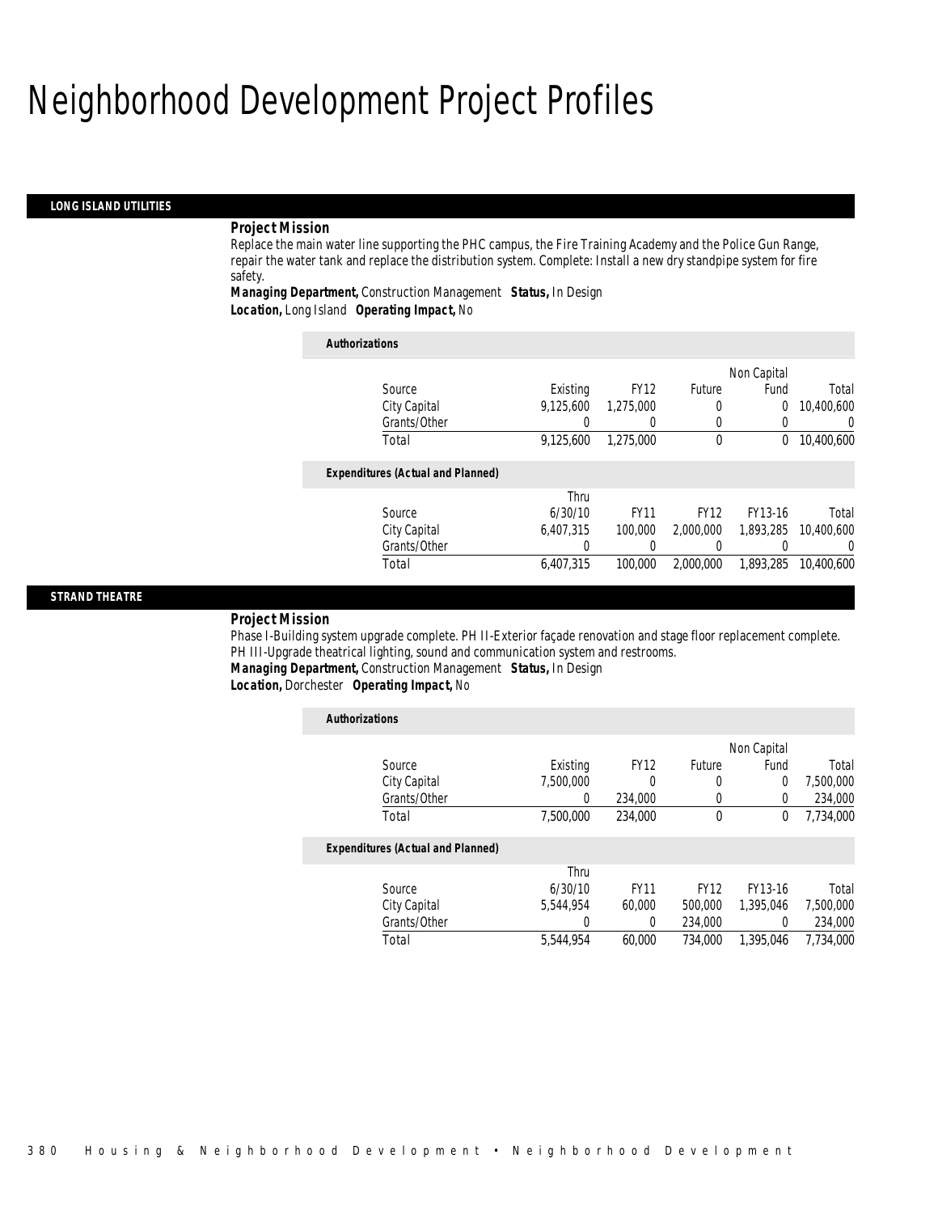# Neighborhood Development Project Profiles

## LONG ISLAND UTILITIES

***Project Mission***

Replace the main water line supporting the PHC campus, the Fire Training Academy and the Police Gun Range, repair the water tank and replace the distribution system. Complete: Install a new dry standpipe system for fire safety.

***Managing Department,*** Construction Management ***Status,*** In Design

***Location,*** Long Island ***Operating Impact,*** No

***Authorizations***

| Source | Existing | FY12 | Future | Non Capital Fund | Total |
|---|---|---|---|---|---|
| City Capital | 9,125,600 | 1,275,000 | 0 | 0 | 10,400,600 |
| Grants/Other | 0 | 0 | 0 | 0 | 0 |
| Total | 9,125,600 | 1,275,000 | 0 | 0 | 10,400,600 |

***Expenditures (Actual and Planned)***

| Source | Thru 6/30/10 | FY11 | FY12 | FY13-16 | Total |
|---|---|---|---|---|---|
| City Capital | 6,407,315 | 100,000 | 2,000,000 | 1,893,285 | 10,400,600 |
| Grants/Other | 0 | 0 | 0 | 0 | 0 |
| Total | 6,407,315 | 100,000 | 2,000,000 | 1,893,285 | 10,400,600 |

## STRAND THEATRE

***Project Mission***

Phase I-Building system upgrade complete. PH II-Exterior façade renovation and stage floor replacement complete. PH III-Upgrade theatrical lighting, sound and communication system and restrooms.

***Managing Department,*** Construction Management ***Status,*** In Design

***Location,*** Dorchester ***Operating Impact,*** No

***Authorizations***

| Source | Existing | FY12 | Future | Non Capital Fund | Total |
|---|---|---|---|---|---|
| City Capital | 7,500,000 | 0 | 0 | 0 | 7,500,000 |
| Grants/Other | 0 | 234,000 | 0 | 0 | 234,000 |
| Total | 7,500,000 | 234,000 | 0 | 0 | 7,734,000 |

***Expenditures (Actual and Planned)***

| Source | Thru 6/30/10 | FY11 | FY12 | FY13-16 | Total |
|---|---|---|---|---|---|
| City Capital | 5,544,954 | 60,000 | 500,000 | 1,395,046 | 7,500,000 |
| Grants/Other | 0 | 0 | 234,000 | 0 | 234,000 |
| Total | 5,544,954 | 60,000 | 734,000 | 1,395,046 | 7,734,000 |